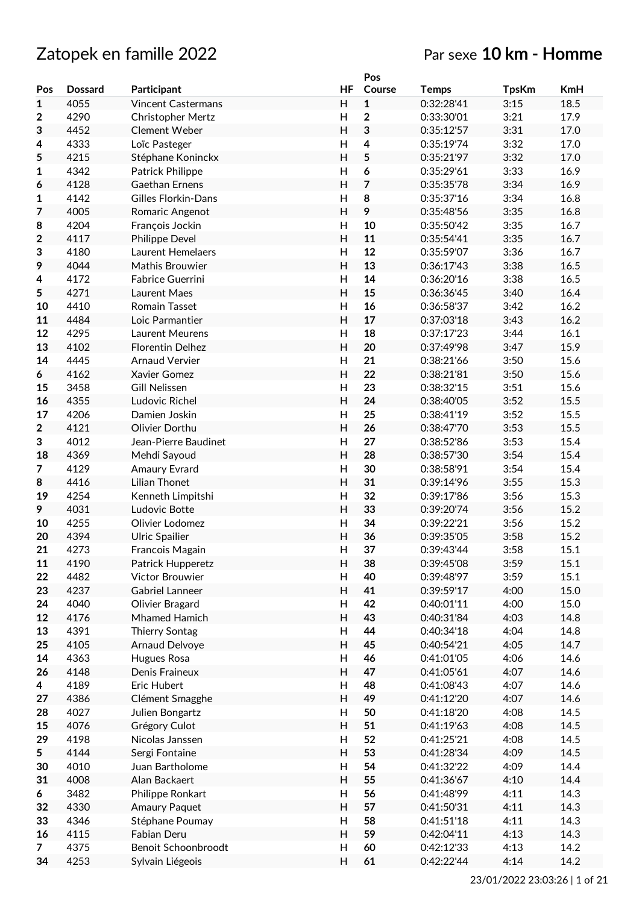# Zatopek en famille 2022

## Par sexe **10 km - Homme**

| Pos | Dossard | Participant | HF | Pos Course | Temps | TpsKm | KmH |
|---|---|---|---|---|---|---|---|
| **1** | 4055 | Vincent Castermans | H | **1** | 0:32:28'41 | 3:15 | 18.5 |
| **2** | 4290 | Christopher Mertz | H | **2** | 0:33:30'01 | 3:21 | 17.9 |
| **3** | 4452 | Clement Weber | H | **3** | 0:35:12'57 | 3:31 | 17.0 |
| **4** | 4333 | Loïc Pasteger | H | **4** | 0:35:19'74 | 3:32 | 17.0 |
| **5** | 4215 | Stéphane Koninckx | H | **5** | 0:35:21'97 | 3:32 | 17.0 |
| **1** | 4342 | Patrick Philippe | H | **6** | 0:35:29'61 | 3:33 | 16.9 |
| **6** | 4128 | Gaethan Ernens | H | **7** | 0:35:35'78 | 3:34 | 16.9 |
| **1** | 4142 | Gilles Florkin-Dans | H | **8** | 0:35:37'16 | 3:34 | 16.8 |
| **7** | 4005 | Romaric Angenot | H | **9** | 0:35:48'56 | 3:35 | 16.8 |
| **8** | 4204 | François Jockin | H | **10** | 0:35:50'42 | 3:35 | 16.7 |
| **2** | 4117 | Philippe Devel | H | **11** | 0:35:54'41 | 3:35 | 16.7 |
| **3** | 4180 | Laurent Hemelaers | H | **12** | 0:35:59'07 | 3:36 | 16.7 |
| **9** | 4044 | Mathis Brouwier | H | **13** | 0:36:17'43 | 3:38 | 16.5 |
| **4** | 4172 | Fabrice Guerrini | H | **14** | 0:36:20'16 | 3:38 | 16.5 |
| **5** | 4271 | Laurent Maes | H | **15** | 0:36:36'45 | 3:40 | 16.4 |
| **10** | 4410 | Romain Tasset | H | **16** | 0:36:58'37 | 3:42 | 16.2 |
| **11** | 4484 | Loic Parmantier | H | **17** | 0:37:03'18 | 3:43 | 16.2 |
| **12** | 4295 | Laurent Meurens | H | **18** | 0:37:17'23 | 3:44 | 16.1 |
| **13** | 4102 | Florentin Delhez | H | **20** | 0:37:49'98 | 3:47 | 15.9 |
| **14** | 4445 | Arnaud Vervier | H | **21** | 0:38:21'66 | 3:50 | 15.6 |
| **6** | 4162 | Xavier Gomez | H | **22** | 0:38:21'81 | 3:50 | 15.6 |
| **15** | 3458 | Gill Nelissen | H | **23** | 0:38:32'15 | 3:51 | 15.6 |
| **16** | 4355 | Ludovic Richel | H | **24** | 0:38:40'05 | 3:52 | 15.5 |
| **17** | 4206 | Damien Joskin | H | **25** | 0:38:41'19 | 3:52 | 15.5 |
| **2** | 4121 | Olivier Dorthu | H | **26** | 0:38:47'70 | 3:53 | 15.5 |
| **3** | 4012 | Jean-Pierre Baudinet | H | **27** | 0:38:52'86 | 3:53 | 15.4 |
| **18** | 4369 | Mehdi Sayoud | H | **28** | 0:38:57'30 | 3:54 | 15.4 |
| **7** | 4129 | Amaury Evrard | H | **30** | 0:38:58'91 | 3:54 | 15.4 |
| **8** | 4416 | Lilian Thonet | H | **31** | 0:39:14'96 | 3:55 | 15.3 |
| **19** | 4254 | Kenneth Limpitshi | H | **32** | 0:39:17'86 | 3:56 | 15.3 |
| **9** | 4031 | Ludovic Botte | H | **33** | 0:39:20'74 | 3:56 | 15.2 |
| **10** | 4255 | Olivier Lodomez | H | **34** | 0:39:22'21 | 3:56 | 15.2 |
| **20** | 4394 | Ulric Spailier | H | **36** | 0:39:35'05 | 3:58 | 15.2 |
| **21** | 4273 | Francois Magain | H | **37** | 0:39:43'44 | 3:58 | 15.1 |
| **11** | 4190 | Patrick Hupperetz | H | **38** | 0:39:45'08 | 3:59 | 15.1 |
| **22** | 4482 | Victor Brouwier | H | **40** | 0:39:48'97 | 3:59 | 15.1 |
| **23** | 4237 | Gabriel Lanneer | H | **41** | 0:39:59'17 | 4:00 | 15.0 |
| **24** | 4040 | Olivier Bragard | H | **42** | 0:40:01'11 | 4:00 | 15.0 |
| **12** | 4176 | Mhamed Hamich | H | **43** | 0:40:31'84 | 4:03 | 14.8 |
| **13** | 4391 | Thierry Sontag | H | **44** | 0:40:34'18 | 4:04 | 14.8 |
| **25** | 4105 | Arnaud Delvoye | H | **45** | 0:40:54'21 | 4:05 | 14.7 |
| **14** | 4363 | Hugues Rosa | H | **46** | 0:41:01'05 | 4:06 | 14.6 |
| **26** | 4148 | Denis Fraineux | H | **47** | 0:41:05'61 | 4:07 | 14.6 |
| **4** | 4189 | Eric Hubert | H | **48** | 0:41:08'43 | 4:07 | 14.6 |
| **27** | 4386 | Clément Smagghe | H | **49** | 0:41:12'20 | 4:07 | 14.6 |
| **28** | 4027 | Julien Bongartz | H | **50** | 0:41:18'20 | 4:08 | 14.5 |
| **15** | 4076 | Grégory Culot | H | **51** | 0:41:19'63 | 4:08 | 14.5 |
| **29** | 4198 | Nicolas Janssen | H | **52** | 0:41:25'21 | 4:08 | 14.5 |
| **5** | 4144 | Sergi Fontaine | H | **53** | 0:41:28'34 | 4:09 | 14.5 |
| **30** | 4010 | Juan Bartholome | H | **54** | 0:41:32'22 | 4:09 | 14.4 |
| **31** | 4008 | Alan Backaert | H | **55** | 0:41:36'67 | 4:10 | 14.4 |
| **6** | 3482 | Philippe Ronkart | H | **56** | 0:41:48'99 | 4:11 | 14.3 |
| **32** | 4330 | Amaury Paquet | H | **57** | 0:41:50'31 | 4:11 | 14.3 |
| **33** | 4346 | Stéphane Poumay | H | **58** | 0:41:51'18 | 4:11 | 14.3 |
| **16** | 4115 | Fabian Deru | H | **59** | 0:42:04'11 | 4:13 | 14.3 |
| **7** | 4375 | Benoit Schoonbroodt | H | **60** | 0:42:12'33 | 4:13 | 14.2 |
| **34** | 4253 | Sylvain Liégeois | H | **61** | 0:42:22'44 | 4:14 | 14.2 |

23/01/2022 23:03:26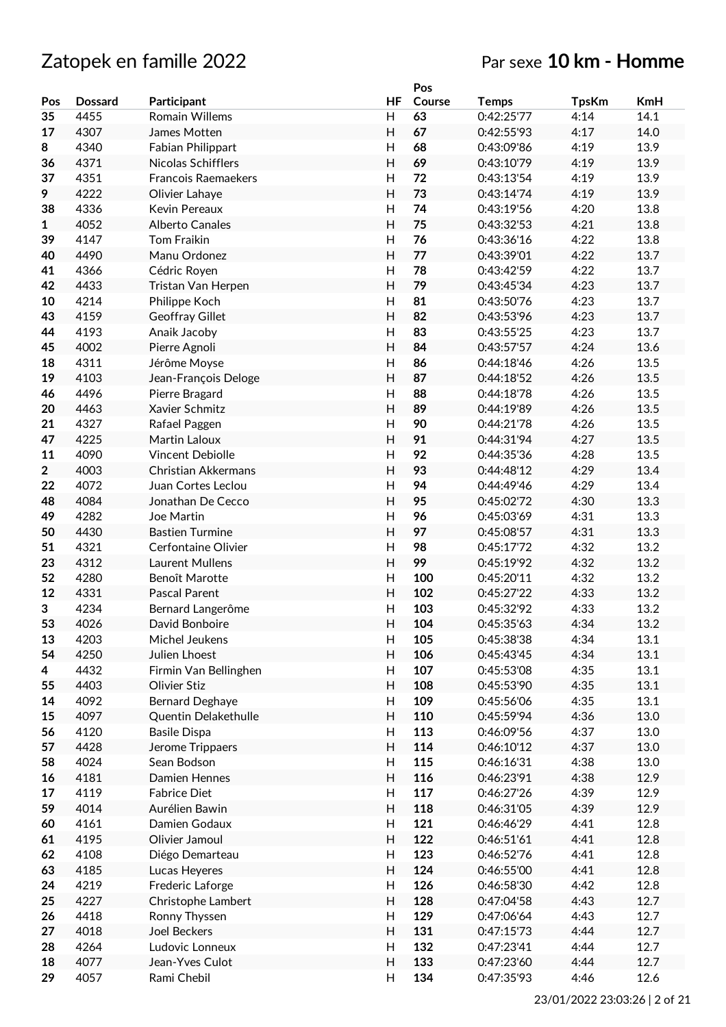# Zatopek en famille 2022

## Par sexe **10 km - Homme**

| Pos | Dossard | Participant | HF | Pos Course | Temps | TpsKm | KmH |
|---|---|---|---|---|---|---|---|
| 35 | 4455 | Romain Willems | H | 63 | 0:42:25'77 | 4:14 | 14.1 |
| 17 | 4307 | James Motten | H | 67 | 0:42:55'93 | 4:17 | 14.0 |
| 8 | 4340 | Fabian Philippart | H | 68 | 0:43:09'86 | 4:19 | 13.9 |
| 36 | 4371 | Nicolas Schifflers | H | 69 | 0:43:10'79 | 4:19 | 13.9 |
| 37 | 4351 | Francois Raemaekers | H | 72 | 0:43:13'54 | 4:19 | 13.9 |
| 9 | 4222 | Olivier Lahaye | H | 73 | 0:43:14'74 | 4:19 | 13.9 |
| 38 | 4336 | Kevin Pereaux | H | 74 | 0:43:19'56 | 4:20 | 13.8 |
| 1 | 4052 | Alberto Canales | H | 75 | 0:43:32'53 | 4:21 | 13.8 |
| 39 | 4147 | Tom Fraikin | H | 76 | 0:43:36'16 | 4:22 | 13.8 |
| 40 | 4490 | Manu Ordonez | H | 77 | 0:43:39'01 | 4:22 | 13.7 |
| 41 | 4366 | Cédric Royen | H | 78 | 0:43:42'59 | 4:22 | 13.7 |
| 42 | 4433 | Tristan Van Herpen | H | 79 | 0:43:45'34 | 4:23 | 13.7 |
| 10 | 4214 | Philippe Koch | H | 81 | 0:43:50'76 | 4:23 | 13.7 |
| 43 | 4159 | Geoffray Gillet | H | 82 | 0:43:53'96 | 4:23 | 13.7 |
| 44 | 4193 | Anaik Jacoby | H | 83 | 0:43:55'25 | 4:23 | 13.7 |
| 45 | 4002 | Pierre Agnoli | H | 84 | 0:43:57'57 | 4:24 | 13.6 |
| 18 | 4311 | Jérôme Moyse | H | 86 | 0:44:18'46 | 4:26 | 13.5 |
| 19 | 4103 | Jean-François Deloge | H | 87 | 0:44:18'52 | 4:26 | 13.5 |
| 46 | 4496 | Pierre Bragard | H | 88 | 0:44:18'78 | 4:26 | 13.5 |
| 20 | 4463 | Xavier Schmitz | H | 89 | 0:44:19'89 | 4:26 | 13.5 |
| 21 | 4327 | Rafael Paggen | H | 90 | 0:44:21'78 | 4:26 | 13.5 |
| 47 | 4225 | Martin Laloux | H | 91 | 0:44:31'94 | 4:27 | 13.5 |
| 11 | 4090 | Vincent Debiolle | H | 92 | 0:44:35'36 | 4:28 | 13.5 |
| 2 | 4003 | Christian Akkermans | H | 93 | 0:44:48'12 | 4:29 | 13.4 |
| 22 | 4072 | Juan Cortes Leclou | H | 94 | 0:44:49'46 | 4:29 | 13.4 |
| 48 | 4084 | Jonathan De Cecco | H | 95 | 0:45:02'72 | 4:30 | 13.3 |
| 49 | 4282 | Joe Martin | H | 96 | 0:45:03'69 | 4:31 | 13.3 |
| 50 | 4430 | Bastien Turmine | H | 97 | 0:45:08'57 | 4:31 | 13.3 |
| 51 | 4321 | Cerfontaine Olivier | H | 98 | 0:45:17'72 | 4:32 | 13.2 |
| 23 | 4312 | Laurent Mullens | H | 99 | 0:45:19'92 | 4:32 | 13.2 |
| 52 | 4280 | Benoît Marotte | H | 100 | 0:45:20'11 | 4:32 | 13.2 |
| 12 | 4331 | Pascal Parent | H | 102 | 0:45:27'22 | 4:33 | 13.2 |
| 3 | 4234 | Bernard Langerôme | H | 103 | 0:45:32'92 | 4:33 | 13.2 |
| 53 | 4026 | David Bonboire | H | 104 | 0:45:35'63 | 4:34 | 13.2 |
| 13 | 4203 | Michel Jeukens | H | 105 | 0:45:38'38 | 4:34 | 13.1 |
| 54 | 4250 | Julien Lhoest | H | 106 | 0:45:43'45 | 4:34 | 13.1 |
| 4 | 4432 | Firmin Van Bellinghen | H | 107 | 0:45:53'08 | 4:35 | 13.1 |
| 55 | 4403 | Olivier Stiz | H | 108 | 0:45:53'90 | 4:35 | 13.1 |
| 14 | 4092 | Bernard Deghaye | H | 109 | 0:45:56'06 | 4:35 | 13.1 |
| 15 | 4097 | Quentin Delakethulle | H | 110 | 0:45:59'94 | 4:36 | 13.0 |
| 56 | 4120 | Basile Dispa | H | 113 | 0:46:09'56 | 4:37 | 13.0 |
| 57 | 4428 | Jerome Trippaers | H | 114 | 0:46:10'12 | 4:37 | 13.0 |
| 58 | 4024 | Sean Bodson | H | 115 | 0:46:16'31 | 4:38 | 13.0 |
| 16 | 4181 | Damien Hennes | H | 116 | 0:46:23'91 | 4:38 | 12.9 |
| 17 | 4119 | Fabrice Diet | H | 117 | 0:46:27'26 | 4:39 | 12.9 |
| 59 | 4014 | Aurélien Bawin | H | 118 | 0:46:31'05 | 4:39 | 12.9 |
| 60 | 4161 | Damien Godaux | H | 121 | 0:46:46'29 | 4:41 | 12.8 |
| 61 | 4195 | Olivier Jamoul | H | 122 | 0:46:51'61 | 4:41 | 12.8 |
| 62 | 4108 | Diégo Demarteau | H | 123 | 0:46:52'76 | 4:41 | 12.8 |
| 63 | 4185 | Lucas Heyeres | H | 124 | 0:46:55'00 | 4:41 | 12.8 |
| 24 | 4219 | Frederic Laforge | H | 126 | 0:46:58'30 | 4:42 | 12.8 |
| 25 | 4227 | Christophe Lambert | H | 128 | 0:47:04'58 | 4:43 | 12.7 |
| 26 | 4418 | Ronny Thyssen | H | 129 | 0:47:06'64 | 4:43 | 12.7 |
| 27 | 4018 | Joel Beckers | H | 131 | 0:47:15'73 | 4:44 | 12.7 |
| 28 | 4264 | Ludovic Lonneux | H | 132 | 0:47:23'41 | 4:44 | 12.7 |
| 18 | 4077 | Jean-Yves Culot | H | 133 | 0:47:23'60 | 4:44 | 12.7 |
| 29 | 4057 | Rami Chebil | H | 134 | 0:47:35'93 | 4:46 | 12.6 |

23/01/2022 23:03:26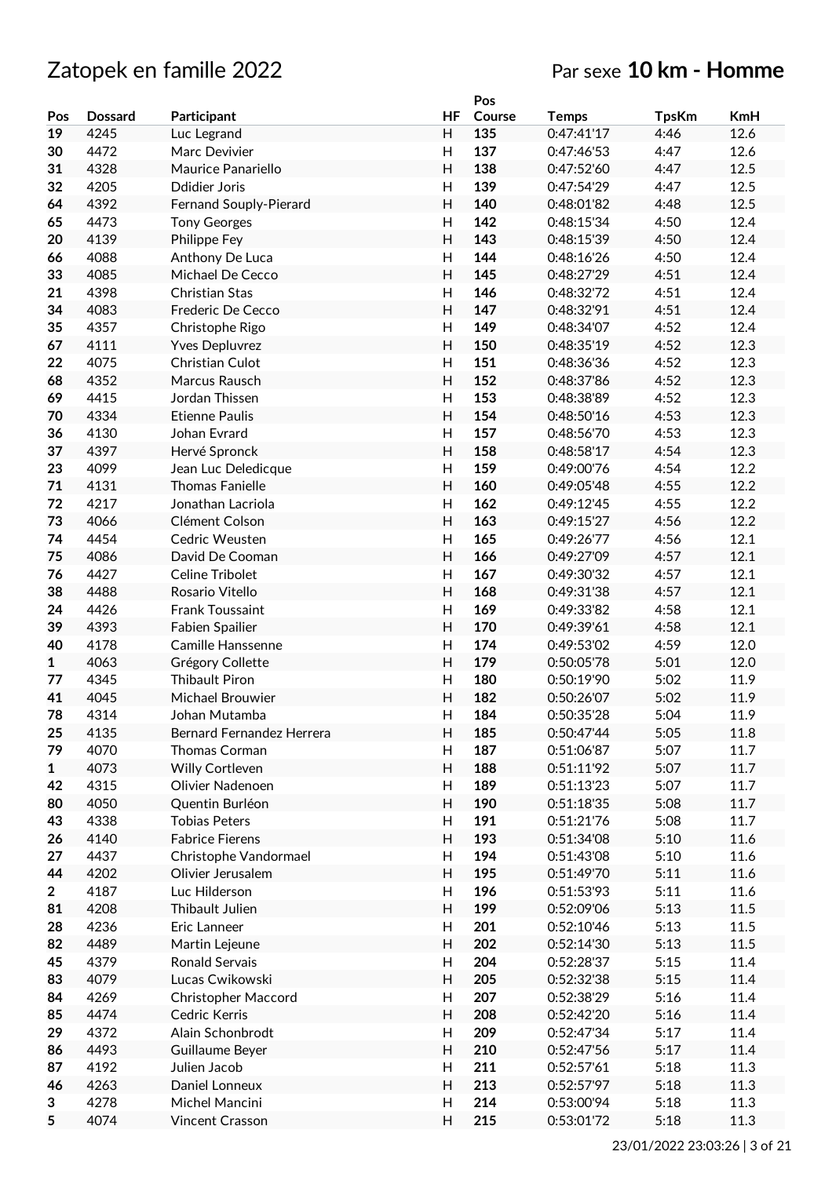# Zatopek en famille 2022

## Par sexe **10 km - Homme**

| Pos | Dossard | Participant | HF | Pos Course | Temps | TpsKm | KmH |
|---|---|---|---|---|---|---|---|
| 19 | 4245 | Luc Legrand | H | 135 | 0:47:41'17 | 4:46 | 12.6 |
| 30 | 4472 | Marc Devivier | H | 137 | 0:47:46'53 | 4:47 | 12.6 |
| 31 | 4328 | Maurice Panariello | H | 138 | 0:47:52'60 | 4:47 | 12.5 |
| 32 | 4205 | Ddidier Joris | H | 139 | 0:47:54'29 | 4:47 | 12.5 |
| 64 | 4392 | Fernand Souply-Pierard | H | 140 | 0:48:01'82 | 4:48 | 12.5 |
| 65 | 4473 | Tony Georges | H | 142 | 0:48:15'34 | 4:50 | 12.4 |
| 20 | 4139 | Philippe Fey | H | 143 | 0:48:15'39 | 4:50 | 12.4 |
| 66 | 4088 | Anthony De Luca | H | 144 | 0:48:16'26 | 4:50 | 12.4 |
| 33 | 4085 | Michael De Cecco | H | 145 | 0:48:27'29 | 4:51 | 12.4 |
| 21 | 4398 | Christian Stas | H | 146 | 0:48:32'72 | 4:51 | 12.4 |
| 34 | 4083 | Frederic De Cecco | H | 147 | 0:48:32'91 | 4:51 | 12.4 |
| 35 | 4357 | Christophe Rigo | H | 149 | 0:48:34'07 | 4:52 | 12.4 |
| 67 | 4111 | Yves Depluvrez | H | 150 | 0:48:35'19 | 4:52 | 12.3 |
| 22 | 4075 | Christian Culot | H | 151 | 0:48:36'36 | 4:52 | 12.3 |
| 68 | 4352 | Marcus Rausch | H | 152 | 0:48:37'86 | 4:52 | 12.3 |
| 69 | 4415 | Jordan Thissen | H | 153 | 0:48:38'89 | 4:52 | 12.3 |
| 70 | 4334 | Etienne Paulis | H | 154 | 0:48:50'16 | 4:53 | 12.3 |
| 36 | 4130 | Johan Evrard | H | 157 | 0:48:56'70 | 4:53 | 12.3 |
| 37 | 4397 | Hervé Spronck | H | 158 | 0:48:58'17 | 4:54 | 12.3 |
| 23 | 4099 | Jean Luc Deledicque | H | 159 | 0:49:00'76 | 4:54 | 12.2 |
| 71 | 4131 | Thomas Fanielle | H | 160 | 0:49:05'48 | 4:55 | 12.2 |
| 72 | 4217 | Jonathan Lacriola | H | 162 | 0:49:12'45 | 4:55 | 12.2 |
| 73 | 4066 | Clément Colson | H | 163 | 0:49:15'27 | 4:56 | 12.2 |
| 74 | 4454 | Cedric Weusten | H | 165 | 0:49:26'77 | 4:56 | 12.1 |
| 75 | 4086 | David De Cooman | H | 166 | 0:49:27'09 | 4:57 | 12.1 |
| 76 | 4427 | Celine Tribolet | H | 167 | 0:49:30'32 | 4:57 | 12.1 |
| 38 | 4488 | Rosario Vitello | H | 168 | 0:49:31'38 | 4:57 | 12.1 |
| 24 | 4426 | Frank Toussaint | H | 169 | 0:49:33'82 | 4:58 | 12.1 |
| 39 | 4393 | Fabien Spailier | H | 170 | 0:49:39'61 | 4:58 | 12.1 |
| 40 | 4178 | Camille Hanssenne | H | 174 | 0:49:53'02 | 4:59 | 12.0 |
| 1 | 4063 | Grégory Collette | H | 179 | 0:50:05'78 | 5:01 | 12.0 |
| 77 | 4345 | Thibault Piron | H | 180 | 0:50:19'90 | 5:02 | 11.9 |
| 41 | 4045 | Michael Brouwier | H | 182 | 0:50:26'07 | 5:02 | 11.9 |
| 78 | 4314 | Johan Mutamba | H | 184 | 0:50:35'28 | 5:04 | 11.9 |
| 25 | 4135 | Bernard Fernandez Herrera | H | 185 | 0:50:47'44 | 5:05 | 11.8 |
| 79 | 4070 | Thomas Corman | H | 187 | 0:51:06'87 | 5:07 | 11.7 |
| 1 | 4073 | Willy Cortleven | H | 188 | 0:51:11'92 | 5:07 | 11.7 |
| 42 | 4315 | Olivier Nadenoen | H | 189 | 0:51:13'23 | 5:07 | 11.7 |
| 80 | 4050 | Quentin Burléon | H | 190 | 0:51:18'35 | 5:08 | 11.7 |
| 43 | 4338 | Tobias Peters | H | 191 | 0:51:21'76 | 5:08 | 11.7 |
| 26 | 4140 | Fabrice Fierens | H | 193 | 0:51:34'08 | 5:10 | 11.6 |
| 27 | 4437 | Christophe Vandormael | H | 194 | 0:51:43'08 | 5:10 | 11.6 |
| 44 | 4202 | Olivier Jerusalem | H | 195 | 0:51:49'70 | 5:11 | 11.6 |
| 2 | 4187 | Luc Hilderson | H | 196 | 0:51:53'93 | 5:11 | 11.6 |
| 81 | 4208 | Thibault Julien | H | 199 | 0:52:09'06 | 5:13 | 11.5 |
| 28 | 4236 | Eric Lanneer | H | 201 | 0:52:10'46 | 5:13 | 11.5 |
| 82 | 4489 | Martin Lejeune | H | 202 | 0:52:14'30 | 5:13 | 11.5 |
| 45 | 4379 | Ronald Servais | H | 204 | 0:52:28'37 | 5:15 | 11.4 |
| 83 | 4079 | Lucas Cwikowski | H | 205 | 0:52:32'38 | 5:15 | 11.4 |
| 84 | 4269 | Christopher Maccord | H | 207 | 0:52:38'29 | 5:16 | 11.4 |
| 85 | 4474 | Cedric Kerris | H | 208 | 0:52:42'20 | 5:16 | 11.4 |
| 29 | 4372 | Alain Schonbrodt | H | 209 | 0:52:47'34 | 5:17 | 11.4 |
| 86 | 4493 | Guillaume Beyer | H | 210 | 0:52:47'56 | 5:17 | 11.4 |
| 87 | 4192 | Julien Jacob | H | 211 | 0:52:57'61 | 5:18 | 11.3 |
| 46 | 4263 | Daniel Lonneux | H | 213 | 0:52:57'97 | 5:18 | 11.3 |
| 3 | 4278 | Michel Mancini | H | 214 | 0:53:00'94 | 5:18 | 11.3 |
| 5 | 4074 | Vincent Crasson | H | 215 | 0:53:01'72 | 5:18 | 11.3 |

23/01/2022 23:03:26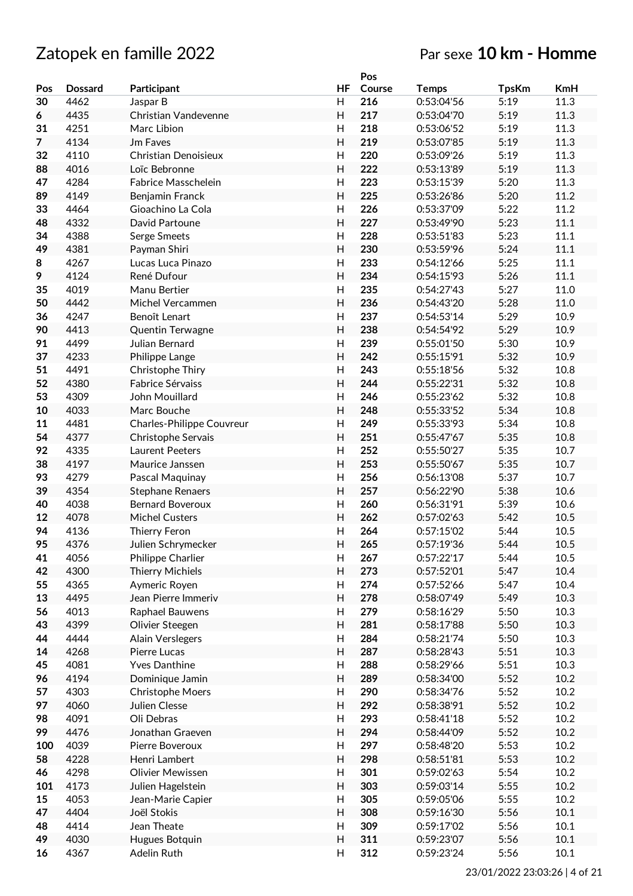# Zatopek en famille 2022

Par sexe **10 km - Homme**

| Pos | Dossard | Participant | HF | Pos Course | Temps | TpsKm | KmH |
|---|---|---|---|---|---|---|---|
| **30** | 4462 | Jaspar B | H | **216** | 0:53:04'56 | 5:19 | 11.3 |
| **6** | 4435 | Christian Vandevenne | H | **217** | 0:53:04'70 | 5:19 | 11.3 |
| **31** | 4251 | Marc Libion | H | **218** | 0:53:06'52 | 5:19 | 11.3 |
| **7** | 4134 | Jm Faves | H | **219** | 0:53:07'85 | 5:19 | 11.3 |
| **32** | 4110 | Christian Denoisieux | H | **220** | 0:53:09'26 | 5:19 | 11.3 |
| **88** | 4016 | Loïc Bebronne | H | **222** | 0:53:13'89 | 5:19 | 11.3 |
| **47** | 4284 | Fabrice Masschelein | H | **223** | 0:53:15'39 | 5:20 | 11.3 |
| **89** | 4149 | Benjamin Franck | H | **225** | 0:53:26'86 | 5:20 | 11.2 |
| **33** | 4464 | Gioachino La Cola | H | **226** | 0:53:37'09 | 5:22 | 11.2 |
| **48** | 4332 | David Partoune | H | **227** | 0:53:49'90 | 5:23 | 11.1 |
| **34** | 4388 | Serge Smeets | H | **228** | 0:53:51'83 | 5:23 | 11.1 |
| **49** | 4381 | Payman Shiri | H | **230** | 0:53:59'96 | 5:24 | 11.1 |
| **8** | 4267 | Lucas Luca Pinazo | H | **233** | 0:54:12'66 | 5:25 | 11.1 |
| **9** | 4124 | René Dufour | H | **234** | 0:54:15'93 | 5:26 | 11.1 |
| **35** | 4019 | Manu Bertier | H | **235** | 0:54:27'43 | 5:27 | 11.0 |
| **50** | 4442 | Michel Vercammen | H | **236** | 0:54:43'20 | 5:28 | 11.0 |
| **36** | 4247 | Benoît Lenart | H | **237** | 0:54:53'14 | 5:29 | 10.9 |
| **90** | 4413 | Quentin Terwagne | H | **238** | 0:54:54'92 | 5:29 | 10.9 |
| **91** | 4499 | Julian Bernard | H | **239** | 0:55:01'50 | 5:30 | 10.9 |
| **37** | 4233 | Philippe Lange | H | **242** | 0:55:15'91 | 5:32 | 10.9 |
| **51** | 4491 | Christophe Thiry | H | **243** | 0:55:18'56 | 5:32 | 10.8 |
| **52** | 4380 | Fabrice Sérvaiss | H | **244** | 0:55:22'31 | 5:32 | 10.8 |
| **53** | 4309 | John Mouillard | H | **246** | 0:55:23'62 | 5:32 | 10.8 |
| **10** | 4033 | Marc Bouche | H | **248** | 0:55:33'52 | 5:34 | 10.8 |
| **11** | 4481 | Charles-Philippe Couvreur | H | **249** | 0:55:33'93 | 5:34 | 10.8 |
| **54** | 4377 | Christophe Servais | H | **251** | 0:55:47'67 | 5:35 | 10.8 |
| **92** | 4335 | Laurent Peeters | H | **252** | 0:55:50'27 | 5:35 | 10.7 |
| **38** | 4197 | Maurice Janssen | H | **253** | 0:55:50'67 | 5:35 | 10.7 |
| **93** | 4279 | Pascal Maquinay | H | **256** | 0:56:13'08 | 5:37 | 10.7 |
| **39** | 4354 | Stephane Renaers | H | **257** | 0:56:22'90 | 5:38 | 10.6 |
| **40** | 4038 | Bernard Boveroux | H | **260** | 0:56:31'91 | 5:39 | 10.6 |
| **12** | 4078 | Michel Custers | H | **262** | 0:57:02'63 | 5:42 | 10.5 |
| **94** | 4136 | Thierry Feron | H | **264** | 0:57:15'02 | 5:44 | 10.5 |
| **95** | 4376 | Julien Schrymecker | H | **265** | 0:57:19'36 | 5:44 | 10.5 |
| **41** | 4056 | Philippe Charlier | H | **267** | 0:57:22'17 | 5:44 | 10.5 |
| **42** | 4300 | Thierry Michiels | H | **273** | 0:57:52'01 | 5:47 | 10.4 |
| **55** | 4365 | Aymeric Royen | H | **274** | 0:57:52'66 | 5:47 | 10.4 |
| **13** | 4495 | Jean Pierre Immeriv | H | **278** | 0:58:07'49 | 5:49 | 10.3 |
| **56** | 4013 | Raphael Bauwens | H | **279** | 0:58:16'29 | 5:50 | 10.3 |
| **43** | 4399 | Olivier Steegen | H | **281** | 0:58:17'88 | 5:50 | 10.3 |
| **44** | 4444 | Alain Verslegers | H | **284** | 0:58:21'74 | 5:50 | 10.3 |
| **14** | 4268 | Pierre Lucas | H | **287** | 0:58:28'43 | 5:51 | 10.3 |
| **45** | 4081 | Yves Danthine | H | **288** | 0:58:29'66 | 5:51 | 10.3 |
| **96** | 4194 | Dominique Jamin | H | **289** | 0:58:34'00 | 5:52 | 10.2 |
| **57** | 4303 | Christophe Moers | H | **290** | 0:58:34'76 | 5:52 | 10.2 |
| **97** | 4060 | Julien Clesse | H | **292** | 0:58:38'91 | 5:52 | 10.2 |
| **98** | 4091 | Oli Debras | H | **293** | 0:58:41'18 | 5:52 | 10.2 |
| **99** | 4476 | Jonathan Graeven | H | **294** | 0:58:44'09 | 5:52 | 10.2 |
| **100** | 4039 | Pierre Boveroux | H | **297** | 0:58:48'20 | 5:53 | 10.2 |
| **58** | 4228 | Henri Lambert | H | **298** | 0:58:51'81 | 5:53 | 10.2 |
| **46** | 4298 | Olivier Mewissen | H | **301** | 0:59:02'63 | 5:54 | 10.2 |
| **101** | 4173 | Julien Hagelstein | H | **303** | 0:59:03'14 | 5:55 | 10.2 |
| **15** | 4053 | Jean-Marie Capier | H | **305** | 0:59:05'06 | 5:55 | 10.2 |
| **47** | 4404 | Joël Stokis | H | **308** | 0:59:16'30 | 5:56 | 10.1 |
| **48** | 4414 | Jean Theate | H | **309** | 0:59:17'02 | 5:56 | 10.1 |
| **49** | 4030 | Hugues Botquin | H | **311** | 0:59:23'07 | 5:56 | 10.1 |
| **16** | 4367 | Adelin Ruth | H | **312** | 0:59:23'24 | 5:56 | 10.1 |

23/01/2022 23:03:26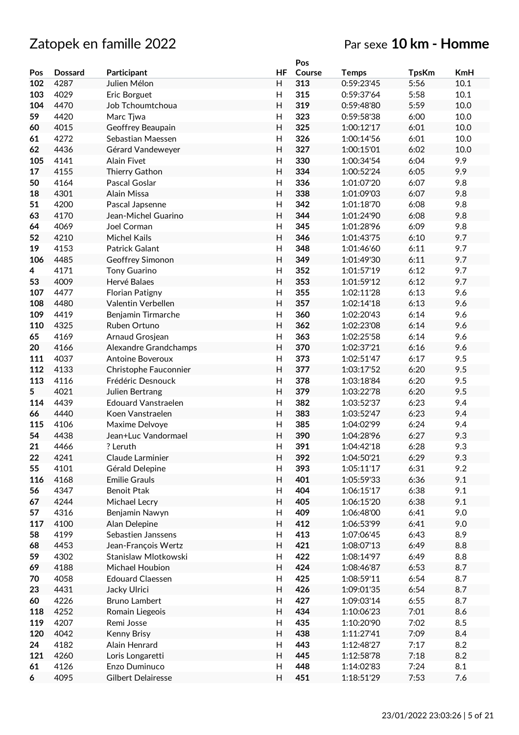# Zatopek en famille 2022

Par sexe **10 km - Homme**

| Pos | Dossard | Participant | HF | Pos Course | Temps | TpsKm | KmH |
|---|---|---|---|---|---|---|---|
| **102** | 4287 | Julien Mélon | H | **313** | 0:59:23'45 | 5:56 | 10.1 |
| **103** | 4029 | Eric Borguet | H | **315** | 0:59:37'64 | 5:58 | 10.1 |
| **104** | 4470 | Job Tchoumtchoua | H | **319** | 0:59:48'80 | 5:59 | 10.0 |
| **59** | 4420 | Marc Tjwa | H | **323** | 0:59:58'38 | 6:00 | 10.0 |
| **60** | 4015 | Geoffrey Beaupain | H | **325** | 1:00:12'17 | 6:01 | 10.0 |
| **61** | 4272 | Sebastian Maessen | H | **326** | 1:00:14'56 | 6:01 | 10.0 |
| **62** | 4436 | Gérard Vandeweyer | H | **327** | 1:00:15'01 | 6:02 | 10.0 |
| **105** | 4141 | Alain Fivet | H | **330** | 1:00:34'54 | 6:04 | 9.9 |
| **17** | 4155 | Thierry Gathon | H | **334** | 1:00:52'24 | 6:05 | 9.9 |
| **50** | 4164 | Pascal Goslar | H | **336** | 1:01:07'20 | 6:07 | 9.8 |
| **18** | 4301 | Alain Missa | H | **338** | 1:01:09'03 | 6:07 | 9.8 |
| **51** | 4200 | Pascal Japsenne | H | **342** | 1:01:18'70 | 6:08 | 9.8 |
| **63** | 4170 | Jean-Michel Guarino | H | **344** | 1:01:24'90 | 6:08 | 9.8 |
| **64** | 4069 | Joel Corman | H | **345** | 1:01:28'96 | 6:09 | 9.8 |
| **52** | 4210 | Michel Kails | H | **346** | 1:01:43'75 | 6:10 | 9.7 |
| **19** | 4153 | Patrick Galant | H | **348** | 1:01:46'60 | 6:11 | 9.7 |
| **106** | 4485 | Geoffrey Simonon | H | **349** | 1:01:49'30 | 6:11 | 9.7 |
| **4** | 4171 | Tony Guarino | H | **352** | 1:01:57'19 | 6:12 | 9.7 |
| **53** | 4009 | Hervé Balaes | H | **353** | 1:01:59'12 | 6:12 | 9.7 |
| **107** | 4477 | Florian Patigny | H | **355** | 1:02:11'28 | 6:13 | 9.6 |
| **108** | 4480 | Valentin Verbellen | H | **357** | 1:02:14'18 | 6:13 | 9.6 |
| **109** | 4419 | Benjamin Tirmarche | H | **360** | 1:02:20'43 | 6:14 | 9.6 |
| **110** | 4325 | Ruben Ortuno | H | **362** | 1:02:23'08 | 6:14 | 9.6 |
| **65** | 4169 | Arnaud Grosjean | H | **363** | 1:02:25'58 | 6:14 | 9.6 |
| **20** | 4166 | Alexandre Grandchamps | H | **370** | 1:02:37'21 | 6:16 | 9.6 |
| **111** | 4037 | Antoine Boveroux | H | **373** | 1:02:51'47 | 6:17 | 9.5 |
| **112** | 4133 | Christophe Fauconnier | H | **377** | 1:03:17'52 | 6:20 | 9.5 |
| **113** | 4116 | Frédéric Desnouck | H | **378** | 1:03:18'84 | 6:20 | 9.5 |
| **5** | 4021 | Julien Bertrang | H | **379** | 1:03:22'78 | 6:20 | 9.5 |
| **114** | 4439 | Edouard Vanstraelen | H | **382** | 1:03:52'37 | 6:23 | 9.4 |
| **66** | 4440 | Koen Vanstraelen | H | **383** | 1:03:52'47 | 6:23 | 9.4 |
| **115** | 4106 | Maxime Delvoye | H | **385** | 1:04:02'99 | 6:24 | 9.4 |
| **54** | 4438 | Jean+Luc Vandormael | H | **390** | 1:04:28'96 | 6:27 | 9.3 |
| **21** | 4466 | ? Leruth | H | **391** | 1:04:42'18 | 6:28 | 9.3 |
| **22** | 4241 | Claude Larminier | H | **392** | 1:04:50'21 | 6:29 | 9.3 |
| **55** | 4101 | Gérald Delepine | H | **393** | 1:05:11'17 | 6:31 | 9.2 |
| **116** | 4168 | Emilie Grauls | H | **401** | 1:05:59'33 | 6:36 | 9.1 |
| **56** | 4347 | Benoit Ptak | H | **404** | 1:06:15'17 | 6:38 | 9.1 |
| **67** | 4244 | Michael Lecry | H | **405** | 1:06:15'20 | 6:38 | 9.1 |
| **57** | 4316 | Benjamin Nawyn | H | **409** | 1:06:48'00 | 6:41 | 9.0 |
| **117** | 4100 | Alan Delepine | H | **412** | 1:06:53'99 | 6:41 | 9.0 |
| **58** | 4199 | Sebastien Janssens | H | **413** | 1:07:06'45 | 6:43 | 8.9 |
| **68** | 4453 | Jean-François Wertz | H | **421** | 1:08:07'13 | 6:49 | 8.8 |
| **59** | 4302 | Stanislaw Mlotkowski | H | **422** | 1:08:14'97 | 6:49 | 8.8 |
| **69** | 4188 | Michael Houbion | H | **424** | 1:08:46'87 | 6:53 | 8.7 |
| **70** | 4058 | Edouard Claessen | H | **425** | 1:08:59'11 | 6:54 | 8.7 |
| **23** | 4431 | Jacky Ulrici | H | **426** | 1:09:01'35 | 6:54 | 8.7 |
| **60** | 4226 | Bruno Lambert | H | **427** | 1:09:03'14 | 6:55 | 8.7 |
| **118** | 4252 | Romain Liegeois | H | **434** | 1:10:06'23 | 7:01 | 8.6 |
| **119** | 4207 | Remi Josse | H | **435** | 1:10:20'90 | 7:02 | 8.5 |
| **120** | 4042 | Kenny Brisy | H | **438** | 1:11:27'41 | 7:09 | 8.4 |
| **24** | 4182 | Alain Henrard | H | **443** | 1:12:48'27 | 7:17 | 8.2 |
| **121** | 4260 | Loris Longaretti | H | **445** | 1:12:58'78 | 7:18 | 8.2 |
| **61** | 4126 | Enzo Duminuco | H | **448** | 1:14:02'83 | 7:24 | 8.1 |
| **6** | 4095 | Gilbert Delairesse | H | **451** | 1:18:51'29 | 7:53 | 7.6 |

23/01/2022 23:03:26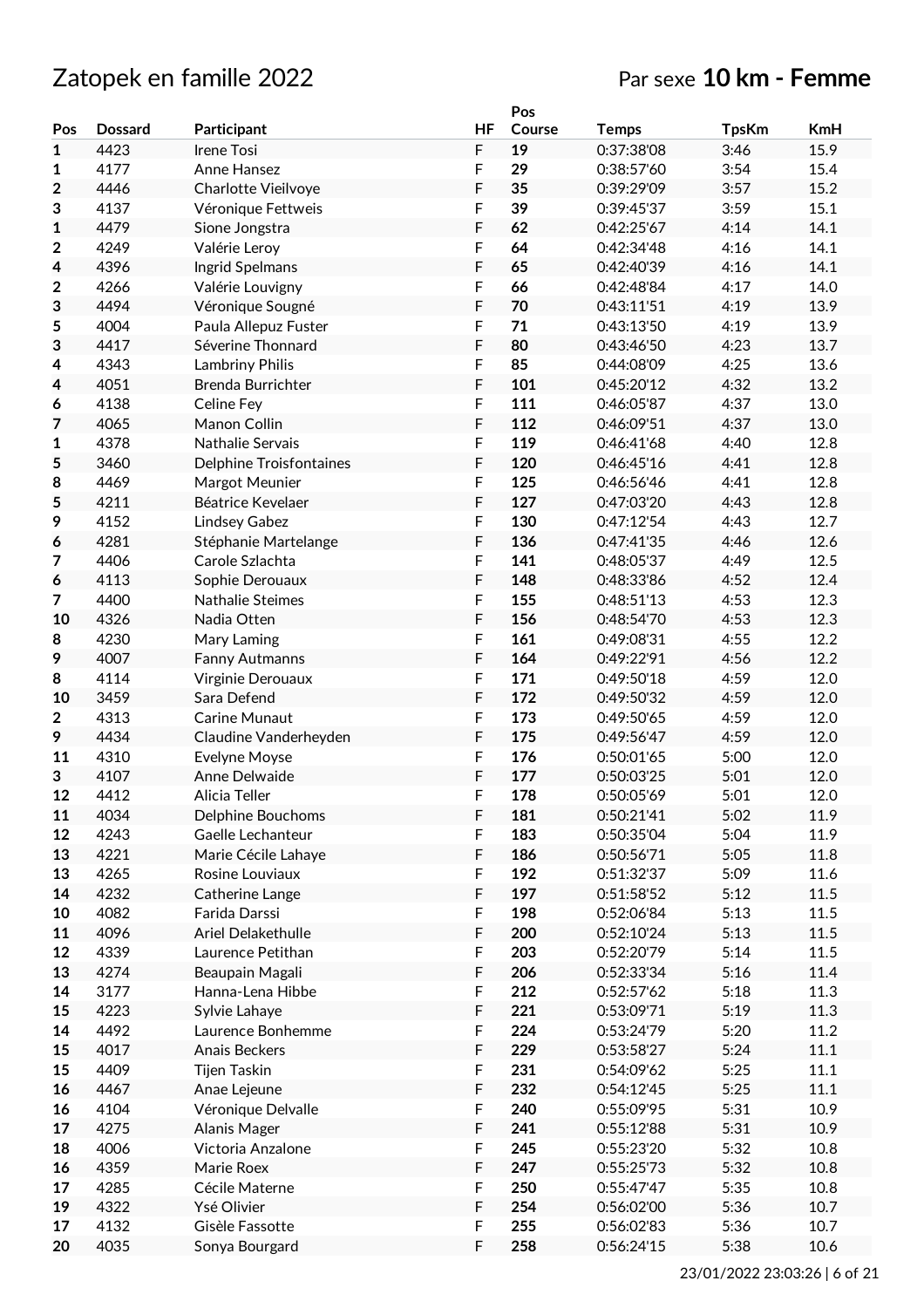# Zatopek en famille 2022

Par sexe **10 km - Femme**

| Pos | Dossard | Participant | HF | Pos Course | Temps | TpsKm | KmH |
|---|---|---|---|---|---|---|---|
| **1** | 4423 | Irene Tosi | F | **19** | 0:37:38'08 | 3:46 | 15.9 |
| **1** | 4177 | Anne Hansez | F | **29** | 0:38:57'60 | 3:54 | 15.4 |
| **2** | 4446 | Charlotte Vieilvoye | F | **35** | 0:39:29'09 | 3:57 | 15.2 |
| **3** | 4137 | Véronique Fettweis | F | **39** | 0:39:45'37 | 3:59 | 15.1 |
| **1** | 4479 | Sione Jongstra | F | **62** | 0:42:25'67 | 4:14 | 14.1 |
| **2** | 4249 | Valérie Leroy | F | **64** | 0:42:34'48 | 4:16 | 14.1 |
| **4** | 4396 | Ingrid Spelmans | F | **65** | 0:42:40'39 | 4:16 | 14.1 |
| **2** | 4266 | Valérie Louvigny | F | **66** | 0:42:48'84 | 4:17 | 14.0 |
| **3** | 4494 | Véronique Sougné | F | **70** | 0:43:11'51 | 4:19 | 13.9 |
| **5** | 4004 | Paula Allepuz Fuster | F | **71** | 0:43:13'50 | 4:19 | 13.9 |
| **3** | 4417 | Séverine Thonnard | F | **80** | 0:43:46'50 | 4:23 | 13.7 |
| **4** | 4343 | Lambriny Philis | F | **85** | 0:44:08'09 | 4:25 | 13.6 |
| **4** | 4051 | Brenda Burrichter | F | **101** | 0:45:20'12 | 4:32 | 13.2 |
| **6** | 4138 | Celine Fey | F | **111** | 0:46:05'87 | 4:37 | 13.0 |
| **7** | 4065 | Manon Collin | F | **112** | 0:46:09'51 | 4:37 | 13.0 |
| **1** | 4378 | Nathalie Servais | F | **119** | 0:46:41'68 | 4:40 | 12.8 |
| **5** | 3460 | Delphine Troisfontaines | F | **120** | 0:46:45'16 | 4:41 | 12.8 |
| **8** | 4469 | Margot Meunier | F | **125** | 0:46:56'46 | 4:41 | 12.8 |
| **5** | 4211 | Béatrice Kevelaer | F | **127** | 0:47:03'20 | 4:43 | 12.8 |
| **9** | 4152 | Lindsey Gabez | F | **130** | 0:47:12'54 | 4:43 | 12.7 |
| **6** | 4281 | Stéphanie Martelange | F | **136** | 0:47:41'35 | 4:46 | 12.6 |
| **7** | 4406 | Carole Szlachta | F | **141** | 0:48:05'37 | 4:49 | 12.5 |
| **6** | 4113 | Sophie Derouaux | F | **148** | 0:48:33'86 | 4:52 | 12.4 |
| **7** | 4400 | Nathalie Steimes | F | **155** | 0:48:51'13 | 4:53 | 12.3 |
| **10** | 4326 | Nadia Otten | F | **156** | 0:48:54'70 | 4:53 | 12.3 |
| **8** | 4230 | Mary Laming | F | **161** | 0:49:08'31 | 4:55 | 12.2 |
| **9** | 4007 | Fanny Autmanns | F | **164** | 0:49:22'91 | 4:56 | 12.2 |
| **8** | 4114 | Virginie Derouaux | F | **171** | 0:49:50'18 | 4:59 | 12.0 |
| **10** | 3459 | Sara Defend | F | **172** | 0:49:50'32 | 4:59 | 12.0 |
| **2** | 4313 | Carine Munaut | F | **173** | 0:49:50'65 | 4:59 | 12.0 |
| **9** | 4434 | Claudine Vanderheyden | F | **175** | 0:49:56'47 | 4:59 | 12.0 |
| **11** | 4310 | Evelyne Moyse | F | **176** | 0:50:01'65 | 5:00 | 12.0 |
| **3** | 4107 | Anne Delwaide | F | **177** | 0:50:03'25 | 5:01 | 12.0 |
| **12** | 4412 | Alicia Teller | F | **178** | 0:50:05'69 | 5:01 | 12.0 |
| **11** | 4034 | Delphine Bouchoms | F | **181** | 0:50:21'41 | 5:02 | 11.9 |
| **12** | 4243 | Gaelle Lechanteur | F | **183** | 0:50:35'04 | 5:04 | 11.9 |
| **13** | 4221 | Marie Cécile Lahaye | F | **186** | 0:50:56'71 | 5:05 | 11.8 |
| **13** | 4265 | Rosine Louviaux | F | **192** | 0:51:32'37 | 5:09 | 11.6 |
| **14** | 4232 | Catherine Lange | F | **197** | 0:51:58'52 | 5:12 | 11.5 |
| **10** | 4082 | Farida Darssi | F | **198** | 0:52:06'84 | 5:13 | 11.5 |
| **11** | 4096 | Ariel Delakethulle | F | **200** | 0:52:10'24 | 5:13 | 11.5 |
| **12** | 4339 | Laurence Petithan | F | **203** | 0:52:20'79 | 5:14 | 11.5 |
| **13** | 4274 | Beaupain Magali | F | **206** | 0:52:33'34 | 5:16 | 11.4 |
| **14** | 3177 | Hanna-Lena Hibbe | F | **212** | 0:52:57'62 | 5:18 | 11.3 |
| **15** | 4223 | Sylvie Lahaye | F | **221** | 0:53:09'71 | 5:19 | 11.3 |
| **14** | 4492 | Laurence Bonhemme | F | **224** | 0:53:24'79 | 5:20 | 11.2 |
| **15** | 4017 | Anais Beckers | F | **229** | 0:53:58'27 | 5:24 | 11.1 |
| **15** | 4409 | Tijen Taskin | F | **231** | 0:54:09'62 | 5:25 | 11.1 |
| **16** | 4467 | Anae Lejeune | F | **232** | 0:54:12'45 | 5:25 | 11.1 |
| **16** | 4104 | Véronique Delvalle | F | **240** | 0:55:09'95 | 5:31 | 10.9 |
| **17** | 4275 | Alanis Mager | F | **241** | 0:55:12'88 | 5:31 | 10.9 |
| **18** | 4006 | Victoria Anzalone | F | **245** | 0:55:23'20 | 5:32 | 10.8 |
| **16** | 4359 | Marie Roex | F | **247** | 0:55:25'73 | 5:32 | 10.8 |
| **17** | 4285 | Cécile Materne | F | **250** | 0:55:47'47 | 5:35 | 10.8 |
| **19** | 4322 | Ysé Olivier | F | **254** | 0:56:02'00 | 5:36 | 10.7 |
| **17** | 4132 | Gisèle Fassotte | F | **255** | 0:56:02'83 | 5:36 | 10.7 |
| **20** | 4035 | Sonya Bourgard | F | **258** | 0:56:24'15 | 5:38 | 10.6 |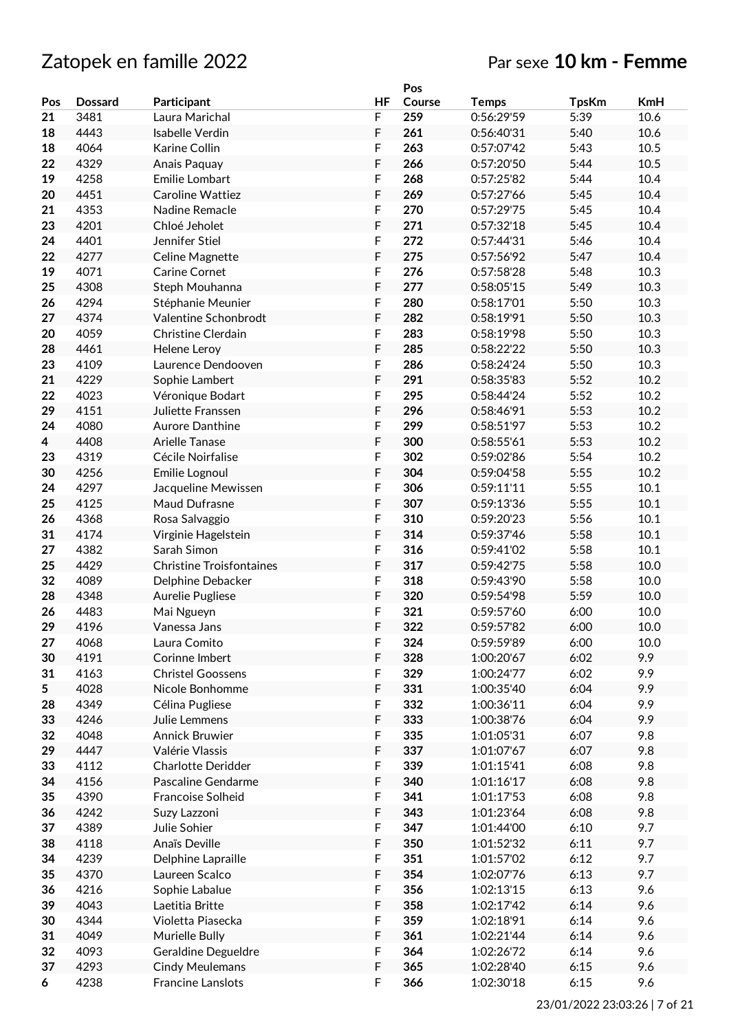# Zatopek en famille 2022

Par sexe **10 km - Femme**

| Pos | Dossard | Participant | HF | Pos Course | Temps | TpsKm | KmH |
|---|---|---|---|---|---|---|---|
| 21 | 3481 | Laura Marichal | F | 259 | 0:56:29'59 | 5:39 | 10.6 |
| 18 | 4443 | Isabelle Verdin | F | 261 | 0:56:40'31 | 5:40 | 10.6 |
| 18 | 4064 | Karine Collin | F | 263 | 0:57:07'42 | 5:43 | 10.5 |
| 22 | 4329 | Anais Paquay | F | 266 | 0:57:20'50 | 5:44 | 10.5 |
| 19 | 4258 | Emilie Lombart | F | 268 | 0:57:25'82 | 5:44 | 10.4 |
| 20 | 4451 | Caroline Wattiez | F | 269 | 0:57:27'66 | 5:45 | 10.4 |
| 21 | 4353 | Nadine Remacle | F | 270 | 0:57:29'75 | 5:45 | 10.4 |
| 23 | 4201 | Chloé Jeholet | F | 271 | 0:57:32'18 | 5:45 | 10.4 |
| 24 | 4401 | Jennifer Stiel | F | 272 | 0:57:44'31 | 5:46 | 10.4 |
| 22 | 4277 | Celine Magnette | F | 275 | 0:57:56'92 | 5:47 | 10.4 |
| 19 | 4071 | Carine Cornet | F | 276 | 0:57:58'28 | 5:48 | 10.3 |
| 25 | 4308 | Steph Mouhanna | F | 277 | 0:58:05'15 | 5:49 | 10.3 |
| 26 | 4294 | Stéphanie Meunier | F | 280 | 0:58:17'01 | 5:50 | 10.3 |
| 27 | 4374 | Valentine Schonbrodt | F | 282 | 0:58:19'91 | 5:50 | 10.3 |
| 20 | 4059 | Christine Clerdain | F | 283 | 0:58:19'98 | 5:50 | 10.3 |
| 28 | 4461 | Helene Leroy | F | 285 | 0:58:22'22 | 5:50 | 10.3 |
| 23 | 4109 | Laurence Dendooven | F | 286 | 0:58:24'24 | 5:50 | 10.3 |
| 21 | 4229 | Sophie Lambert | F | 291 | 0:58:35'83 | 5:52 | 10.2 |
| 22 | 4023 | Véronique Bodart | F | 295 | 0:58:44'24 | 5:52 | 10.2 |
| 29 | 4151 | Juliette Franssen | F | 296 | 0:58:46'91 | 5:53 | 10.2 |
| 24 | 4080 | Aurore Danthine | F | 299 | 0:58:51'97 | 5:53 | 10.2 |
| 4 | 4408 | Arielle Tanase | F | 300 | 0:58:55'61 | 5:53 | 10.2 |
| 23 | 4319 | Cécile Noirfalise | F | 302 | 0:59:02'86 | 5:54 | 10.2 |
| 30 | 4256 | Emilie Lognoul | F | 304 | 0:59:04'58 | 5:55 | 10.2 |
| 24 | 4297 | Jacqueline Mewissen | F | 306 | 0:59:11'11 | 5:55 | 10.1 |
| 25 | 4125 | Maud Dufrasne | F | 307 | 0:59:13'36 | 5:55 | 10.1 |
| 26 | 4368 | Rosa Salvaggio | F | 310 | 0:59:20'23 | 5:56 | 10.1 |
| 31 | 4174 | Virginie Hagelstein | F | 314 | 0:59:37'46 | 5:58 | 10.1 |
| 27 | 4382 | Sarah Simon | F | 316 | 0:59:41'02 | 5:58 | 10.1 |
| 25 | 4429 | Christine Troisfontaines | F | 317 | 0:59:42'75 | 5:58 | 10.0 |
| 32 | 4089 | Delphine Debacker | F | 318 | 0:59:43'90 | 5:58 | 10.0 |
| 28 | 4348 | Aurelie Pugliese | F | 320 | 0:59:54'98 | 5:59 | 10.0 |
| 26 | 4483 | Mai Ngueyn | F | 321 | 0:59:57'60 | 6:00 | 10.0 |
| 29 | 4196 | Vanessa Jans | F | 322 | 0:59:57'82 | 6:00 | 10.0 |
| 27 | 4068 | Laura Comito | F | 324 | 0:59:59'89 | 6:00 | 10.0 |
| 30 | 4191 | Corinne Imbert | F | 328 | 1:00:20'67 | 6:02 | 9.9 |
| 31 | 4163 | Christel Goossens | F | 329 | 1:00:24'77 | 6:02 | 9.9 |
| 5 | 4028 | Nicole Bonhomme | F | 331 | 1:00:35'40 | 6:04 | 9.9 |
| 28 | 4349 | Célina Pugliese | F | 332 | 1:00:36'11 | 6:04 | 9.9 |
| 33 | 4246 | Julie Lemmens | F | 333 | 1:00:38'76 | 6:04 | 9.9 |
| 32 | 4048 | Annick Bruwier | F | 335 | 1:01:05'31 | 6:07 | 9.8 |
| 29 | 4447 | Valérie Vlassis | F | 337 | 1:01:07'67 | 6:07 | 9.8 |
| 33 | 4112 | Charlotte Deridder | F | 339 | 1:01:15'41 | 6:08 | 9.8 |
| 34 | 4156 | Pascaline Gendarme | F | 340 | 1:01:16'17 | 6:08 | 9.8 |
| 35 | 4390 | Francoise Solheid | F | 341 | 1:01:17'53 | 6:08 | 9.8 |
| 36 | 4242 | Suzy Lazzoni | F | 343 | 1:01:23'64 | 6:08 | 9.8 |
| 37 | 4389 | Julie Sohier | F | 347 | 1:01:44'00 | 6:10 | 9.7 |
| 38 | 4118 | Anaïs Deville | F | 350 | 1:01:52'32 | 6:11 | 9.7 |
| 34 | 4239 | Delphine Lapraille | F | 351 | 1:01:57'02 | 6:12 | 9.7 |
| 35 | 4370 | Laureen Scalco | F | 354 | 1:02:07'76 | 6:13 | 9.7 |
| 36 | 4216 | Sophie Labalue | F | 356 | 1:02:13'15 | 6:13 | 9.6 |
| 39 | 4043 | Laetitia Britte | F | 358 | 1:02:17'42 | 6:14 | 9.6 |
| 30 | 4344 | Violetta Piasecka | F | 359 | 1:02:18'91 | 6:14 | 9.6 |
| 31 | 4049 | Murielle Bully | F | 361 | 1:02:21'44 | 6:14 | 9.6 |
| 32 | 4093 | Geraldine Degueldre | F | 364 | 1:02:26'72 | 6:14 | 9.6 |
| 37 | 4293 | Cindy Meulemans | F | 365 | 1:02:28'40 | 6:15 | 9.6 |
| 6 | 4238 | Francine Lanslots | F | 366 | 1:02:30'18 | 6:15 | 9.6 |

23/01/2022 23:03:26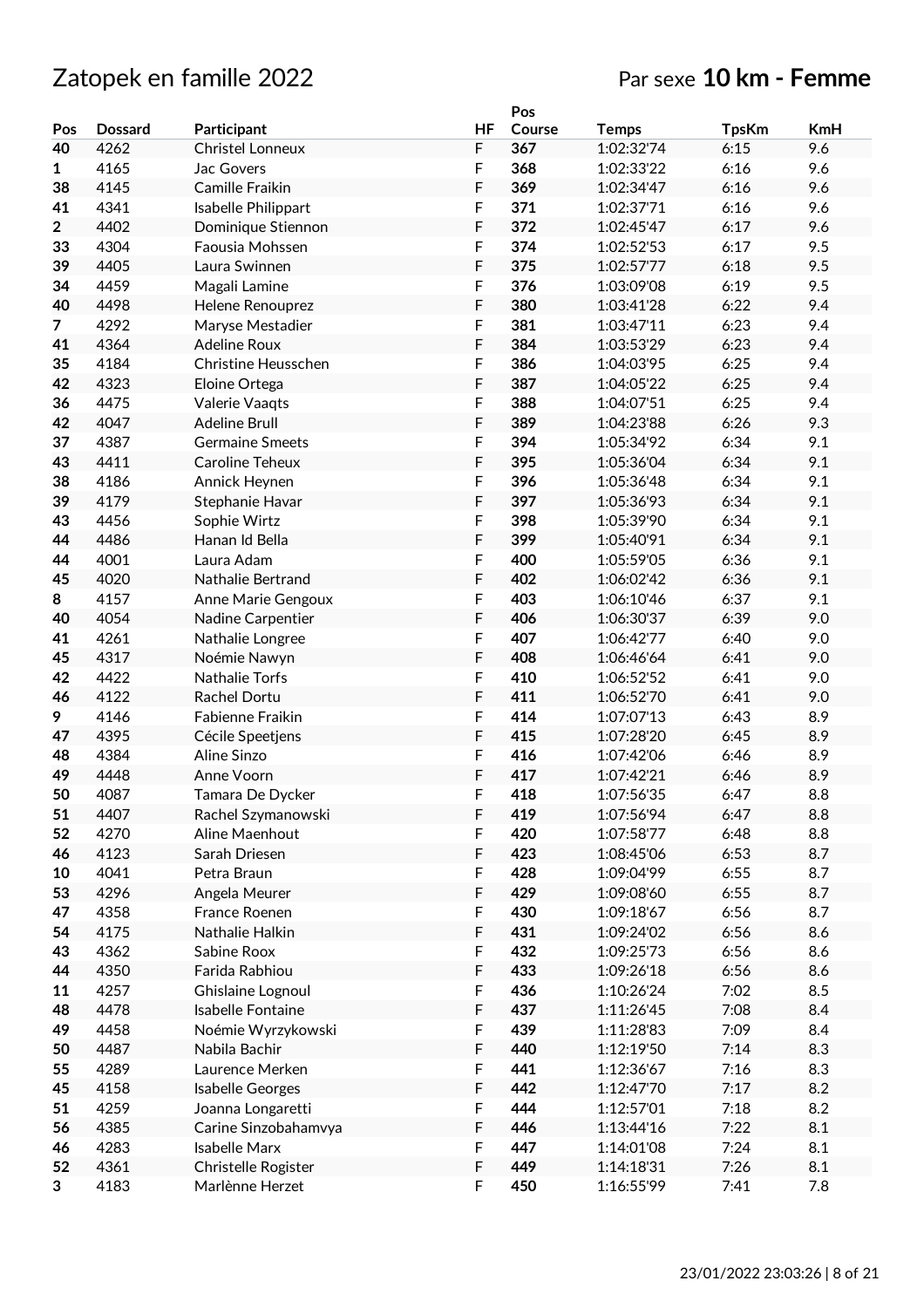# Zatopek en famille 2022

Par sexe **10 km - Femme**

| Pos | Dossard | Participant | HF | Pos Course | Temps | TpsKm | KmH |
|---|---|---|---|---|---|---|---|
| 40 | 4262 | Christel Lonneux | F | **367** | 1:02:32'74 | 6:15 | 9.6 |
| 1 | 4165 | Jac Govers | F | **368** | 1:02:33'22 | 6:16 | 9.6 |
| 38 | 4145 | Camille Fraikin | F | **369** | 1:02:34'47 | 6:16 | 9.6 |
| 41 | 4341 | Isabelle Philippart | F | **371** | 1:02:37'71 | 6:16 | 9.6 |
| 2 | 4402 | Dominique Stiennon | F | **372** | 1:02:45'47 | 6:17 | 9.6 |
| 33 | 4304 | Faousia Mohssen | F | **374** | 1:02:52'53 | 6:17 | 9.5 |
| 39 | 4405 | Laura Swinnen | F | **375** | 1:02:57'77 | 6:18 | 9.5 |
| 34 | 4459 | Magali Lamine | F | **376** | 1:03:09'08 | 6:19 | 9.5 |
| 40 | 4498 | Helene Renouprez | F | **380** | 1:03:41'28 | 6:22 | 9.4 |
| 7 | 4292 | Maryse Mestadier | F | **381** | 1:03:47'11 | 6:23 | 9.4 |
| 41 | 4364 | Adeline Roux | F | **384** | 1:03:53'29 | 6:23 | 9.4 |
| 35 | 4184 | Christine Heusschen | F | **386** | 1:04:03'95 | 6:25 | 9.4 |
| 42 | 4323 | Eloine Ortega | F | **387** | 1:04:05'22 | 6:25 | 9.4 |
| 36 | 4475 | Valerie Vaaqts | F | **388** | 1:04:07'51 | 6:25 | 9.4 |
| 42 | 4047 | Adeline Brull | F | **389** | 1:04:23'88 | 6:26 | 9.3 |
| 37 | 4387 | Germaine Smeets | F | **394** | 1:05:34'92 | 6:34 | 9.1 |
| 43 | 4411 | Caroline Teheux | F | **395** | 1:05:36'04 | 6:34 | 9.1 |
| 38 | 4186 | Annick Heynen | F | **396** | 1:05:36'48 | 6:34 | 9.1 |
| 39 | 4179 | Stephanie Havar | F | **397** | 1:05:36'93 | 6:34 | 9.1 |
| 43 | 4456 | Sophie Wirtz | F | **398** | 1:05:39'90 | 6:34 | 9.1 |
| 44 | 4486 | Hanan Id Bella | F | **399** | 1:05:40'91 | 6:34 | 9.1 |
| 44 | 4001 | Laura Adam | F | **400** | 1:05:59'05 | 6:36 | 9.1 |
| 45 | 4020 | Nathalie Bertrand | F | **402** | 1:06:02'42 | 6:36 | 9.1 |
| 8 | 4157 | Anne Marie Gengoux | F | **403** | 1:06:10'46 | 6:37 | 9.1 |
| 40 | 4054 | Nadine Carpentier | F | **406** | 1:06:30'37 | 6:39 | 9.0 |
| 41 | 4261 | Nathalie Longree | F | **407** | 1:06:42'77 | 6:40 | 9.0 |
| 45 | 4317 | Noémie Nawyn | F | **408** | 1:06:46'64 | 6:41 | 9.0 |
| 42 | 4422 | Nathalie Torfs | F | **410** | 1:06:52'52 | 6:41 | 9.0 |
| 46 | 4122 | Rachel Dortu | F | **411** | 1:06:52'70 | 6:41 | 9.0 |
| 9 | 4146 | Fabienne Fraikin | F | **414** | 1:07:07'13 | 6:43 | 8.9 |
| 47 | 4395 | Cécile Speetjens | F | **415** | 1:07:28'20 | 6:45 | 8.9 |
| 48 | 4384 | Aline Sinzo | F | **416** | 1:07:42'06 | 6:46 | 8.9 |
| 49 | 4448 | Anne Voorn | F | **417** | 1:07:42'21 | 6:46 | 8.9 |
| 50 | 4087 | Tamara De Dycker | F | **418** | 1:07:56'35 | 6:47 | 8.8 |
| 51 | 4407 | Rachel Szymanowski | F | **419** | 1:07:56'94 | 6:47 | 8.8 |
| 52 | 4270 | Aline Maenhout | F | **420** | 1:07:58'77 | 6:48 | 8.8 |
| 46 | 4123 | Sarah Driesen | F | **423** | 1:08:45'06 | 6:53 | 8.7 |
| 10 | 4041 | Petra Braun | F | **428** | 1:09:04'99 | 6:55 | 8.7 |
| 53 | 4296 | Angela Meurer | F | **429** | 1:09:08'60 | 6:55 | 8.7 |
| 47 | 4358 | France Roenen | F | **430** | 1:09:18'67 | 6:56 | 8.7 |
| 54 | 4175 | Nathalie Halkin | F | **431** | 1:09:24'02 | 6:56 | 8.6 |
| 43 | 4362 | Sabine Roox | F | **432** | 1:09:25'73 | 6:56 | 8.6 |
| 44 | 4350 | Farida Rabhiou | F | **433** | 1:09:26'18 | 6:56 | 8.6 |
| 11 | 4257 | Ghislaine Lognoul | F | **436** | 1:10:26'24 | 7:02 | 8.5 |
| 48 | 4478 | Isabelle Fontaine | F | **437** | 1:11:26'45 | 7:08 | 8.4 |
| 49 | 4458 | Noémie Wyrzykowski | F | **439** | 1:11:28'83 | 7:09 | 8.4 |
| 50 | 4487 | Nabila Bachir | F | **440** | 1:12:19'50 | 7:14 | 8.3 |
| 55 | 4289 | Laurence Merken | F | **441** | 1:12:36'67 | 7:16 | 8.3 |
| 45 | 4158 | Isabelle Georges | F | **442** | 1:12:47'70 | 7:17 | 8.2 |
| 51 | 4259 | Joanna Longaretti | F | **444** | 1:12:57'01 | 7:18 | 8.2 |
| 56 | 4385 | Carine Sinzobahamvya | F | **446** | 1:13:44'16 | 7:22 | 8.1 |
| 46 | 4283 | Isabelle Marx | F | **447** | 1:14:01'08 | 7:24 | 8.1 |
| 52 | 4361 | Christelle Rogister | F | **449** | 1:14:18'31 | 7:26 | 8.1 |
| 3 | 4183 | Marlènne Herzet | F | **450** | 1:16:55'99 | 7:41 | 7.8 |

23/01/2022 23:03:26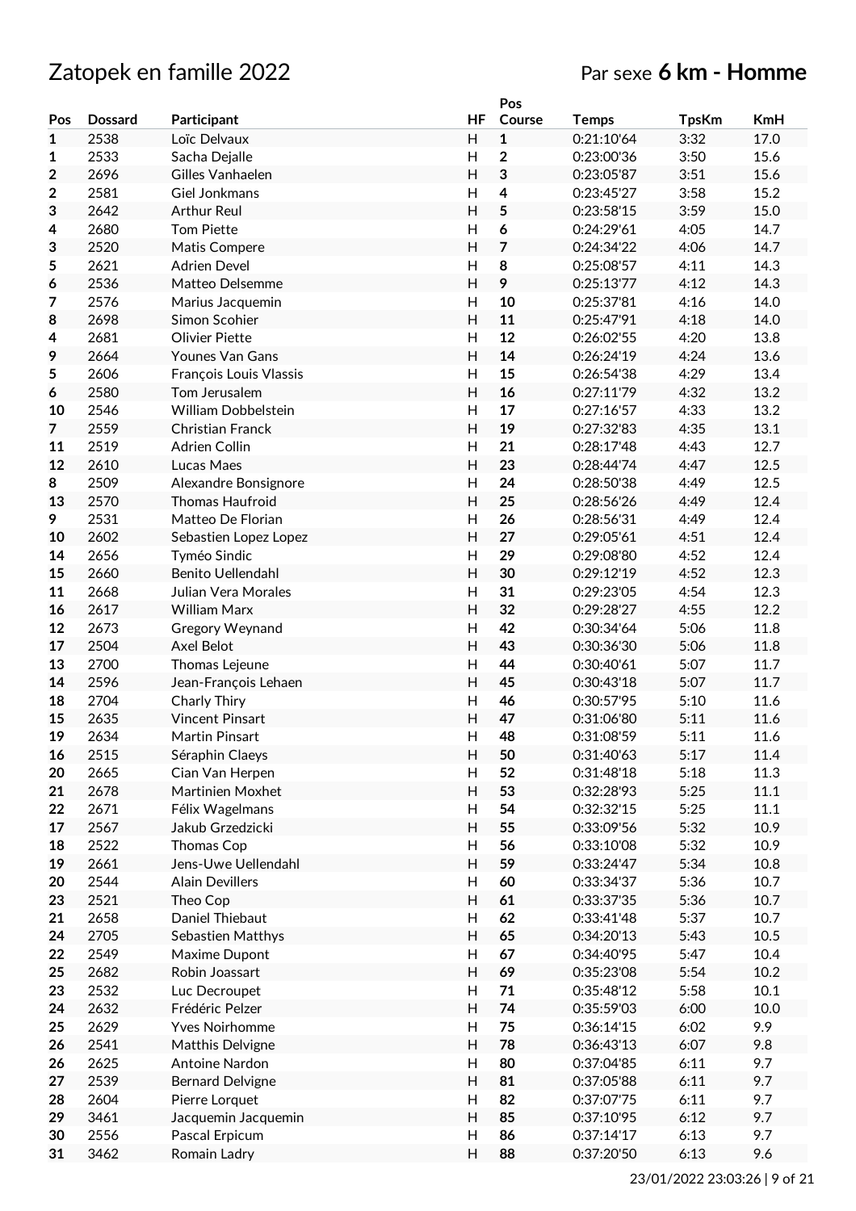# Zatopek en famille 2022

## Par sexe **6 km - Homme**

| Pos | Dossard | Participant | HF | Pos Course | Temps | TpsKm | KmH |
|---|---|---|---|---|---|---|---|
| 1 | 2538 | Loïc Delvaux | H | **1** | 0:21:10'64 | 3:32 | 17.0 |
| 1 | 2533 | Sacha Dejalle | H | **2** | 0:23:00'36 | 3:50 | 15.6 |
| 2 | 2696 | Gilles Vanhaelen | H | **3** | 0:23:05'87 | 3:51 | 15.6 |
| 2 | 2581 | Giel Jonkmans | H | **4** | 0:23:45'27 | 3:58 | 15.2 |
| 3 | 2642 | Arthur Reul | H | **5** | 0:23:58'15 | 3:59 | 15.0 |
| 4 | 2680 | Tom Piette | H | **6** | 0:24:29'61 | 4:05 | 14.7 |
| 3 | 2520 | Matis Compere | H | **7** | 0:24:34'22 | 4:06 | 14.7 |
| 5 | 2621 | Adrien Devel | H | **8** | 0:25:08'57 | 4:11 | 14.3 |
| 6 | 2536 | Matteo Delsemme | H | **9** | 0:25:13'77 | 4:12 | 14.3 |
| 7 | 2576 | Marius Jacquemin | H | **10** | 0:25:37'81 | 4:16 | 14.0 |
| 8 | 2698 | Simon Scohier | H | **11** | 0:25:47'91 | 4:18 | 14.0 |
| 4 | 2681 | Olivier Piette | H | **12** | 0:26:02'55 | 4:20 | 13.8 |
| 9 | 2664 | Younes Van Gans | H | **14** | 0:26:24'19 | 4:24 | 13.6 |
| 5 | 2606 | François Louis Vlassis | H | **15** | 0:26:54'38 | 4:29 | 13.4 |
| 6 | 2580 | Tom Jerusalem | H | **16** | 0:27:11'79 | 4:32 | 13.2 |
| 10 | 2546 | William Dobbelstein | H | **17** | 0:27:16'57 | 4:33 | 13.2 |
| 7 | 2559 | Christian Franck | H | **19** | 0:27:32'83 | 4:35 | 13.1 |
| 11 | 2519 | Adrien Collin | H | **21** | 0:28:17'48 | 4:43 | 12.7 |
| 12 | 2610 | Lucas Maes | H | **23** | 0:28:44'74 | 4:47 | 12.5 |
| 8 | 2509 | Alexandre Bonsignore | H | **24** | 0:28:50'38 | 4:49 | 12.5 |
| 13 | 2570 | Thomas Haufroid | H | **25** | 0:28:56'26 | 4:49 | 12.4 |
| 9 | 2531 | Matteo De Florian | H | **26** | 0:28:56'31 | 4:49 | 12.4 |
| 10 | 2602 | Sebastien Lopez Lopez | H | **27** | 0:29:05'61 | 4:51 | 12.4 |
| 14 | 2656 | Tyméo Sindic | H | **29** | 0:29:08'80 | 4:52 | 12.4 |
| 15 | 2660 | Benito Uellendahl | H | **30** | 0:29:12'19 | 4:52 | 12.3 |
| 11 | 2668 | Julian Vera Morales | H | **31** | 0:29:23'05 | 4:54 | 12.3 |
| 16 | 2617 | William Marx | H | **32** | 0:29:28'27 | 4:55 | 12.2 |
| 12 | 2673 | Gregory Weynand | H | **42** | 0:30:34'64 | 5:06 | 11.8 |
| 17 | 2504 | Axel Belot | H | **43** | 0:30:36'30 | 5:06 | 11.8 |
| 13 | 2700 | Thomas Lejeune | H | **44** | 0:30:40'61 | 5:07 | 11.7 |
| 14 | 2596 | Jean-François Lehaen | H | **45** | 0:30:43'18 | 5:07 | 11.7 |
| 18 | 2704 | Charly Thiry | H | **46** | 0:30:57'95 | 5:10 | 11.6 |
| 15 | 2635 | Vincent Pinsart | H | **47** | 0:31:06'80 | 5:11 | 11.6 |
| 19 | 2634 | Martin Pinsart | H | **48** | 0:31:08'59 | 5:11 | 11.6 |
| 16 | 2515 | Séraphin Claeys | H | **50** | 0:31:40'63 | 5:17 | 11.4 |
| 20 | 2665 | Cian Van Herpen | H | **52** | 0:31:48'18 | 5:18 | 11.3 |
| 21 | 2678 | Martinien Moxhet | H | **53** | 0:32:28'93 | 5:25 | 11.1 |
| 22 | 2671 | Félix Wagelmans | H | **54** | 0:32:32'15 | 5:25 | 11.1 |
| 17 | 2567 | Jakub Grzedzicki | H | **55** | 0:33:09'56 | 5:32 | 10.9 |
| 18 | 2522 | Thomas Cop | H | **56** | 0:33:10'08 | 5:32 | 10.9 |
| 19 | 2661 | Jens-Uwe Uellendahl | H | **59** | 0:33:24'47 | 5:34 | 10.8 |
| 20 | 2544 | Alain Devillers | H | **60** | 0:33:34'37 | 5:36 | 10.7 |
| 23 | 2521 | Theo Cop | H | **61** | 0:33:37'35 | 5:36 | 10.7 |
| 21 | 2658 | Daniel Thiebaut | H | **62** | 0:33:41'48 | 5:37 | 10.7 |
| 24 | 2705 | Sebastien Matthys | H | **65** | 0:34:20'13 | 5:43 | 10.5 |
| 22 | 2549 | Maxime Dupont | H | **67** | 0:34:40'95 | 5:47 | 10.4 |
| 25 | 2682 | Robin Joassart | H | **69** | 0:35:23'08 | 5:54 | 10.2 |
| 23 | 2532 | Luc Decroupet | H | **71** | 0:35:48'12 | 5:58 | 10.1 |
| 24 | 2632 | Frédéric Pelzer | H | **74** | 0:35:59'03 | 6:00 | 10.0 |
| 25 | 2629 | Yves Noirhomme | H | **75** | 0:36:14'15 | 6:02 | 9.9 |
| 26 | 2541 | Matthis Delvigne | H | **78** | 0:36:43'13 | 6:07 | 9.8 |
| 26 | 2625 | Antoine Nardon | H | **80** | 0:37:04'85 | 6:11 | 9.7 |
| 27 | 2539 | Bernard Delvigne | H | **81** | 0:37:05'88 | 6:11 | 9.7 |
| 28 | 2604 | Pierre Lorquet | H | **82** | 0:37:07'75 | 6:11 | 9.7 |
| 29 | 3461 | Jacquemin Jacquemin | H | **85** | 0:37:10'95 | 6:12 | 9.7 |
| 30 | 2556 | Pascal Erpicum | H | **86** | 0:37:14'17 | 6:13 | 9.7 |
| 31 | 3462 | Romain Ladry | H | **88** | 0:37:20'50 | 6:13 | 9.6 |

23/01/2022 23:03:26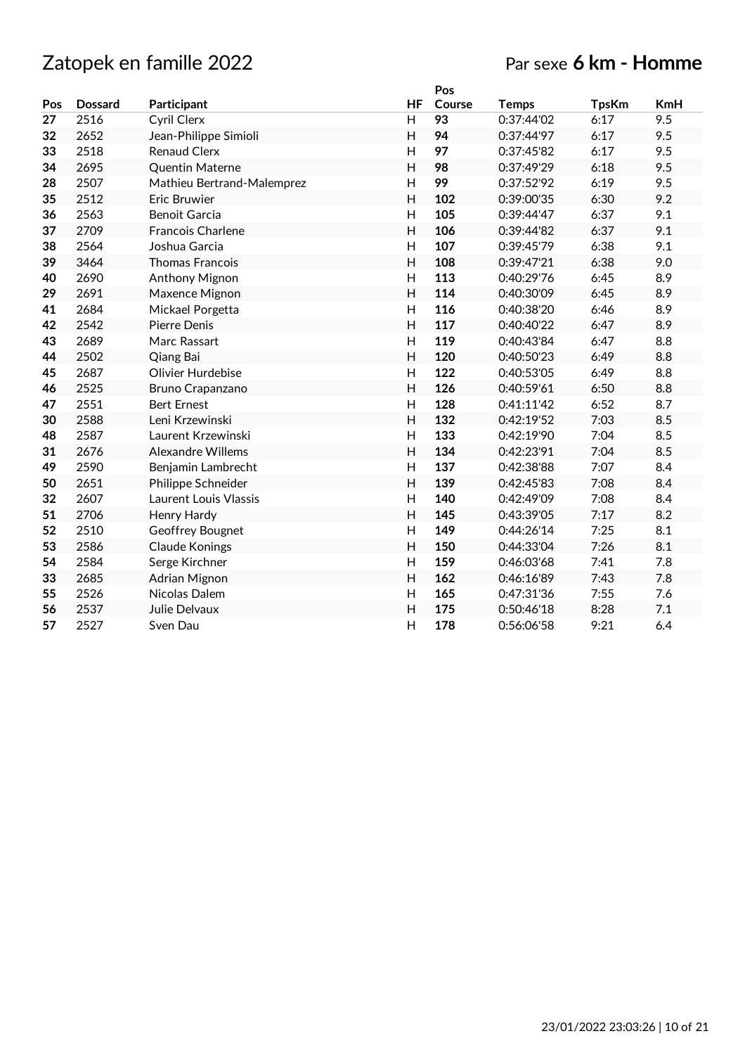# Zatopek en famille 2022

Par sexe **6 km - Homme**

| Pos | Dossard | Participant | HF | Pos Course | Temps | TpsKm | KmH |
|---|---|---|---|---|---|---|---|
| **27** | 2516 | Cyril Clerx | H | **93** | 0:37:44'02 | 6:17 | 9.5 |
| **32** | 2652 | Jean-Philippe Simioli | H | **94** | 0:37:44'97 | 6:17 | 9.5 |
| **33** | 2518 | Renaud Clerx | H | **97** | 0:37:45'82 | 6:17 | 9.5 |
| **34** | 2695 | Quentin Materne | H | **98** | 0:37:49'29 | 6:18 | 9.5 |
| **28** | 2507 | Mathieu Bertrand-Malemprez | H | **99** | 0:37:52'92 | 6:19 | 9.5 |
| **35** | 2512 | Eric Bruwier | H | **102** | 0:39:00'35 | 6:30 | 9.2 |
| **36** | 2563 | Benoit Garcia | H | **105** | 0:39:44'47 | 6:37 | 9.1 |
| **37** | 2709 | Francois Charlene | H | **106** | 0:39:44'82 | 6:37 | 9.1 |
| **38** | 2564 | Joshua Garcia | H | **107** | 0:39:45'79 | 6:38 | 9.1 |
| **39** | 3464 | Thomas Francois | H | **108** | 0:39:47'21 | 6:38 | 9.0 |
| **40** | 2690 | Anthony Mignon | H | **113** | 0:40:29'76 | 6:45 | 8.9 |
| **29** | 2691 | Maxence Mignon | H | **114** | 0:40:30'09 | 6:45 | 8.9 |
| **41** | 2684 | Mickael Porgetta | H | **116** | 0:40:38'20 | 6:46 | 8.9 |
| **42** | 2542 | Pierre Denis | H | **117** | 0:40:40'22 | 6:47 | 8.9 |
| **43** | 2689 | Marc Rassart | H | **119** | 0:40:43'84 | 6:47 | 8.8 |
| **44** | 2502 | Qiang Bai | H | **120** | 0:40:50'23 | 6:49 | 8.8 |
| **45** | 2687 | Olivier Hurdebise | H | **122** | 0:40:53'05 | 6:49 | 8.8 |
| **46** | 2525 | Bruno Crapanzano | H | **126** | 0:40:59'61 | 6:50 | 8.8 |
| **47** | 2551 | Bert Ernest | H | **128** | 0:41:11'42 | 6:52 | 8.7 |
| **30** | 2588 | Leni Krzewinski | H | **132** | 0:42:19'52 | 7:03 | 8.5 |
| **48** | 2587 | Laurent Krzewinski | H | **133** | 0:42:19'90 | 7:04 | 8.5 |
| **31** | 2676 | Alexandre Willems | H | **134** | 0:42:23'91 | 7:04 | 8.5 |
| **49** | 2590 | Benjamin Lambrecht | H | **137** | 0:42:38'88 | 7:07 | 8.4 |
| **50** | 2651 | Philippe Schneider | H | **139** | 0:42:45'83 | 7:08 | 8.4 |
| **32** | 2607 | Laurent Louis Vlassis | H | **140** | 0:42:49'09 | 7:08 | 8.4 |
| **51** | 2706 | Henry Hardy | H | **145** | 0:43:39'05 | 7:17 | 8.2 |
| **52** | 2510 | Geoffrey Bougnet | H | **149** | 0:44:26'14 | 7:25 | 8.1 |
| **53** | 2586 | Claude Konings | H | **150** | 0:44:33'04 | 7:26 | 8.1 |
| **54** | 2584 | Serge Kirchner | H | **159** | 0:46:03'68 | 7:41 | 7.8 |
| **33** | 2685 | Adrian Mignon | H | **162** | 0:46:16'89 | 7:43 | 7.8 |
| **55** | 2526 | Nicolas Dalem | H | **165** | 0:47:31'36 | 7:55 | 7.6 |
| **56** | 2537 | Julie Delvaux | H | **175** | 0:50:46'18 | 8:28 | 7.1 |
| **57** | 2527 | Sven Dau | H | **178** | 0:56:06'58 | 9:21 | 6.4 |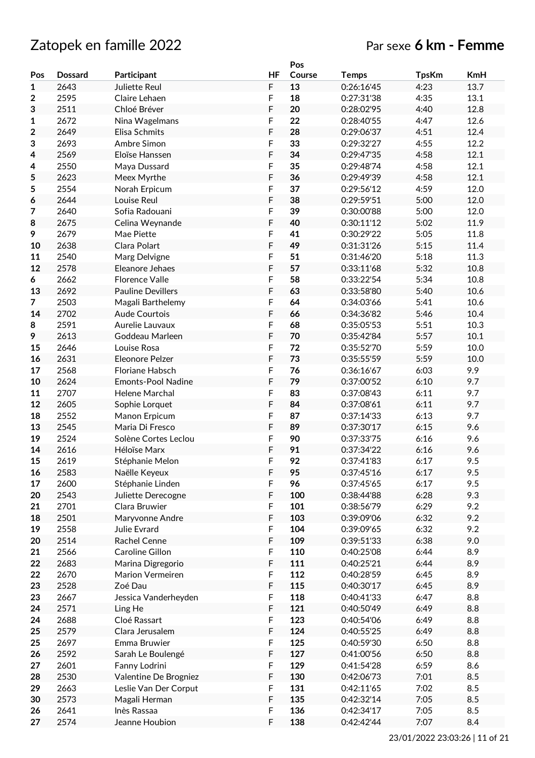# Zatopek en famille 2022

Par sexe **6 km - Femme**

| Pos | Dossard | Participant | HF | Pos Course | Temps | TpsKm | KmH |
|---|---|---|---|---|---|---|---|
| **1** | 2643 | Juliette Reul | F | **13** | 0:26:16'45 | 4:23 | 13.7 |
| **2** | 2595 | Claire Lehaen | F | **18** | 0:27:31'38 | 4:35 | 13.1 |
| **3** | 2511 | Chloé Bréver | F | **20** | 0:28:02'95 | 4:40 | 12.8 |
| **1** | 2672 | Nina Wagelmans | F | **22** | 0:28:40'55 | 4:47 | 12.6 |
| **2** | 2649 | Elisa Schmits | F | **28** | 0:29:06'37 | 4:51 | 12.4 |
| **3** | 2693 | Ambre Simon | F | **33** | 0:29:32'27 | 4:55 | 12.2 |
| **4** | 2569 | Eloïse Hanssen | F | **34** | 0:29:47'35 | 4:58 | 12.1 |
| **4** | 2550 | Maya Dussard | F | **35** | 0:29:48'74 | 4:58 | 12.1 |
| **5** | 2623 | Meex Myrthe | F | **36** | 0:29:49'39 | 4:58 | 12.1 |
| **5** | 2554 | Norah Erpicum | F | **37** | 0:29:56'12 | 4:59 | 12.0 |
| **6** | 2644 | Louise Reul | F | **38** | 0:29:59'51 | 5:00 | 12.0 |
| **7** | 2640 | Sofia Radouani | F | **39** | 0:30:00'88 | 5:00 | 12.0 |
| **8** | 2675 | Celina Weynande | F | **40** | 0:30:11'12 | 5:02 | 11.9 |
| **9** | 2679 | Mae Piette | F | **41** | 0:30:29'22 | 5:05 | 11.8 |
| **10** | 2638 | Clara Polart | F | **49** | 0:31:31'26 | 5:15 | 11.4 |
| **11** | 2540 | Marg Delvigne | F | **51** | 0:31:46'20 | 5:18 | 11.3 |
| **12** | 2578 | Eleanore Jehaes | F | **57** | 0:33:11'68 | 5:32 | 10.8 |
| **6** | 2662 | Florence Valle | F | **58** | 0:33:22'54 | 5:34 | 10.8 |
| **13** | 2692 | Pauline Devillers | F | **63** | 0:33:58'80 | 5:40 | 10.6 |
| **7** | 2503 | Magali Barthelemy | F | **64** | 0:34:03'66 | 5:41 | 10.6 |
| **14** | 2702 | Aude Courtois | F | **66** | 0:34:36'82 | 5:46 | 10.4 |
| **8** | 2591 | Aurelie Lauvaux | F | **68** | 0:35:05'53 | 5:51 | 10.3 |
| **9** | 2613 | Goddeau Marleen | F | **70** | 0:35:42'84 | 5:57 | 10.1 |
| **15** | 2646 | Louise Rosa | F | **72** | 0:35:52'70 | 5:59 | 10.0 |
| **16** | 2631 | Eleonore Pelzer | F | **73** | 0:35:55'59 | 5:59 | 10.0 |
| **17** | 2568 | Floriane Habsch | F | **76** | 0:36:16'67 | 6:03 | 9.9 |
| **10** | 2624 | Emonts-Pool Nadine | F | **79** | 0:37:00'52 | 6:10 | 9.7 |
| **11** | 2707 | Helene Marchal | F | **83** | 0:37:08'43 | 6:11 | 9.7 |
| **12** | 2605 | Sophie Lorquet | F | **84** | 0:37:08'61 | 6:11 | 9.7 |
| **18** | 2552 | Manon Erpicum | F | **87** | 0:37:14'33 | 6:13 | 9.7 |
| **13** | 2545 | Maria Di Fresco | F | **89** | 0:37:30'17 | 6:15 | 9.6 |
| **19** | 2524 | Solène Cortes Leclou | F | **90** | 0:37:33'75 | 6:16 | 9.6 |
| **14** | 2616 | Héloïse Marx | F | **91** | 0:37:34'22 | 6:16 | 9.6 |
| **15** | 2619 | Stéphanie Melon | F | **92** | 0:37:41'83 | 6:17 | 9.5 |
| **16** | 2583 | Naëlle Keyeux | F | **95** | 0:37:45'16 | 6:17 | 9.5 |
| **17** | 2600 | Stéphanie Linden | F | **96** | 0:37:45'65 | 6:17 | 9.5 |
| **20** | 2543 | Juliette Derecogne | F | **100** | 0:38:44'88 | 6:28 | 9.3 |
| **21** | 2701 | Clara Bruwier | F | **101** | 0:38:56'79 | 6:29 | 9.2 |
| **18** | 2501 | Maryvonne Andre | F | **103** | 0:39:09'06 | 6:32 | 9.2 |
| **19** | 2558 | Julie Evrard | F | **104** | 0:39:09'65 | 6:32 | 9.2 |
| **20** | 2514 | Rachel Cenne | F | **109** | 0:39:51'33 | 6:38 | 9.0 |
| **21** | 2566 | Caroline Gillon | F | **110** | 0:40:25'08 | 6:44 | 8.9 |
| **22** | 2683 | Marina Digregorio | F | **111** | 0:40:25'21 | 6:44 | 8.9 |
| **22** | 2670 | Marion Vermeiren | F | **112** | 0:40:28'59 | 6:45 | 8.9 |
| **23** | 2528 | Zoé Dau | F | **115** | 0:40:30'17 | 6:45 | 8.9 |
| **23** | 2667 | Jessica Vanderheyden | F | **118** | 0:40:41'33 | 6:47 | 8.8 |
| **24** | 2571 | Ling He | F | **121** | 0:40:50'49 | 6:49 | 8.8 |
| **24** | 2688 | Cloé Rassart | F | **123** | 0:40:54'06 | 6:49 | 8.8 |
| **25** | 2579 | Clara Jerusalem | F | **124** | 0:40:55'25 | 6:49 | 8.8 |
| **25** | 2697 | Emma Bruwier | F | **125** | 0:40:59'30 | 6:50 | 8.8 |
| **26** | 2592 | Sarah Le Boulengé | F | **127** | 0:41:00'56 | 6:50 | 8.8 |
| **27** | 2601 | Fanny Lodrini | F | **129** | 0:41:54'28 | 6:59 | 8.6 |
| **28** | 2530 | Valentine De Brogniez | F | **130** | 0:42:06'73 | 7:01 | 8.5 |
| **29** | 2663 | Leslie Van Der Corput | F | **131** | 0:42:11'65 | 7:02 | 8.5 |
| **30** | 2573 | Magali Herman | F | **135** | 0:42:32'14 | 7:05 | 8.5 |
| **26** | 2641 | Inès Rassaa | F | **136** | 0:42:34'17 | 7:05 | 8.5 |
| **27** | 2574 | Jeanne Houbion | F | **138** | 0:42:42'44 | 7:07 | 8.4 |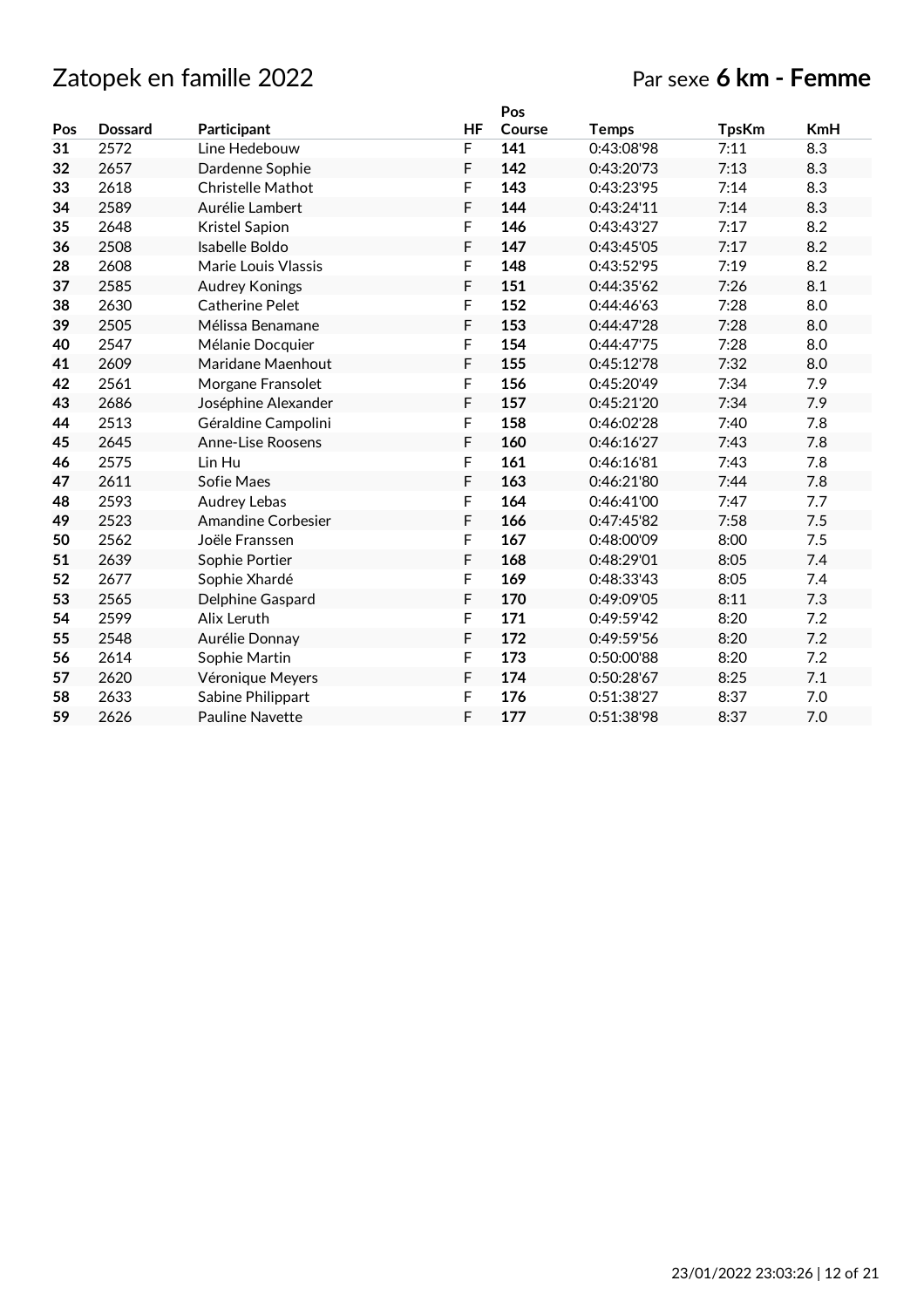# Zatopek en famille 2022

Par sexe **6 km - Femme**

| Pos | Dossard | Participant | HF | Pos Course | Temps | TpsKm | KmH |
|---|---|---|---|---|---|---|---|
| **31** | 2572 | Line Hedebouw | F | **141** | 0:43:08'98 | 7:11 | 8.3 |
| **32** | 2657 | Dardenne Sophie | F | **142** | 0:43:20'73 | 7:13 | 8.3 |
| **33** | 2618 | Christelle Mathot | F | **143** | 0:43:23'95 | 7:14 | 8.3 |
| **34** | 2589 | Aurélie Lambert | F | **144** | 0:43:24'11 | 7:14 | 8.3 |
| **35** | 2648 | Kristel Sapion | F | **146** | 0:43:43'27 | 7:17 | 8.2 |
| **36** | 2508 | Isabelle Boldo | F | **147** | 0:43:45'05 | 7:17 | 8.2 |
| **28** | 2608 | Marie Louis Vlassis | F | **148** | 0:43:52'95 | 7:19 | 8.2 |
| **37** | 2585 | Audrey Konings | F | **151** | 0:44:35'62 | 7:26 | 8.1 |
| **38** | 2630 | Catherine Pelet | F | **152** | 0:44:46'63 | 7:28 | 8.0 |
| **39** | 2505 | Mélissa Benamane | F | **153** | 0:44:47'28 | 7:28 | 8.0 |
| **40** | 2547 | Mélanie Docquier | F | **154** | 0:44:47'75 | 7:28 | 8.0 |
| **41** | 2609 | Maridane Maenhout | F | **155** | 0:45:12'78 | 7:32 | 8.0 |
| **42** | 2561 | Morgane Fransolet | F | **156** | 0:45:20'49 | 7:34 | 7.9 |
| **43** | 2686 | Joséphine Alexander | F | **157** | 0:45:21'20 | 7:34 | 7.9 |
| **44** | 2513 | Géraldine Campolini | F | **158** | 0:46:02'28 | 7:40 | 7.8 |
| **45** | 2645 | Anne-Lise Roosens | F | **160** | 0:46:16'27 | 7:43 | 7.8 |
| **46** | 2575 | Lin Hu | F | **161** | 0:46:16'81 | 7:43 | 7.8 |
| **47** | 2611 | Sofie Maes | F | **163** | 0:46:21'80 | 7:44 | 7.8 |
| **48** | 2593 | Audrey Lebas | F | **164** | 0:46:41'00 | 7:47 | 7.7 |
| **49** | 2523 | Amandine Corbesier | F | **166** | 0:47:45'82 | 7:58 | 7.5 |
| **50** | 2562 | Joëlle Franssen | F | **167** | 0:48:00'09 | 8:00 | 7.5 |
| **51** | 2639 | Sophie Portier | F | **168** | 0:48:29'01 | 8:05 | 7.4 |
| **52** | 2677 | Sophie Xhardé | F | **169** | 0:48:33'43 | 8:05 | 7.4 |
| **53** | 2565 | Delphine Gaspard | F | **170** | 0:49:09'05 | 8:11 | 7.3 |
| **54** | 2599 | Alix Leruth | F | **171** | 0:49:59'42 | 8:20 | 7.2 |
| **55** | 2548 | Aurélie Donnay | F | **172** | 0:49:59'56 | 8:20 | 7.2 |
| **56** | 2614 | Sophie Martin | F | **173** | 0:50:00'88 | 8:20 | 7.2 |
| **57** | 2620 | Véronique Meyers | F | **174** | 0:50:28'67 | 8:25 | 7.1 |
| **58** | 2633 | Sabine Philippart | F | **176** | 0:51:38'27 | 8:37 | 7.0 |
| **59** | 2626 | Pauline Navette | F | **177** | 0:51:38'98 | 8:37 | 7.0 |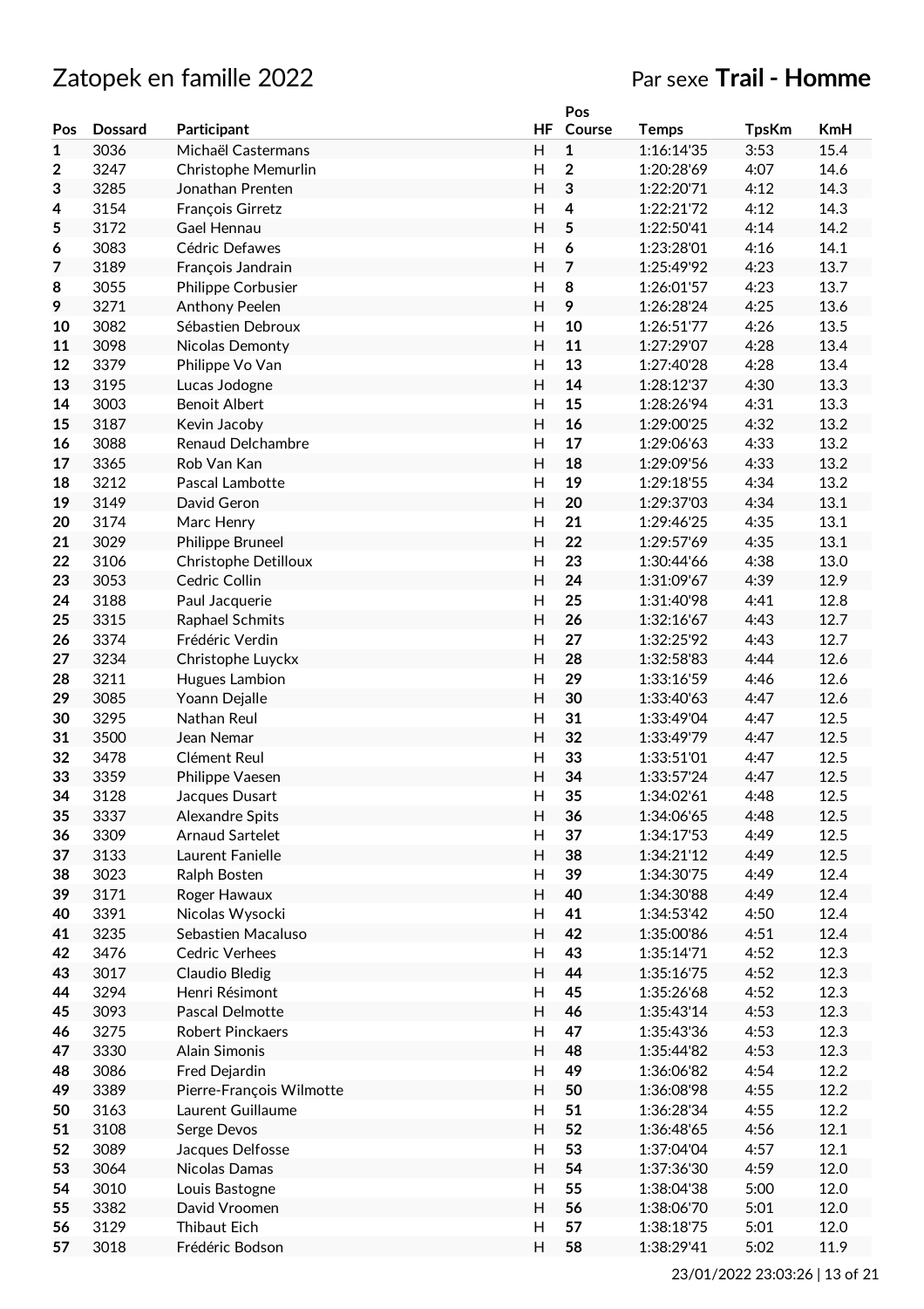# Zatopek en famille 2022

## Par sexe **Trail - Homme**

| Pos | Dossard | Participant | HF | Pos Course | Temps | TpsKm | KmH |
|---|---|---|---|---|---|---|---|
| **1** | 3036 | Michaël Castermans | H | **1** | 1:16:14'35 | 3:53 | 15.4 |
| **2** | 3247 | Christophe Memurlin | H | **2** | 1:20:28'69 | 4:07 | 14.6 |
| **3** | 3285 | Jonathan Prenten | H | **3** | 1:22:20'71 | 4:12 | 14.3 |
| **4** | 3154 | François Girretz | H | **4** | 1:22:21'72 | 4:12 | 14.3 |
| **5** | 3172 | Gael Hennau | H | **5** | 1:22:50'41 | 4:14 | 14.2 |
| **6** | 3083 | Cédric Defawes | H | **6** | 1:23:28'01 | 4:16 | 14.1 |
| **7** | 3189 | François Jandrain | H | **7** | 1:25:49'92 | 4:23 | 13.7 |
| **8** | 3055 | Philippe Corbusier | H | **8** | 1:26:01'57 | 4:23 | 13.7 |
| **9** | 3271 | Anthony Peelen | H | **9** | 1:26:28'24 | 4:25 | 13.6 |
| **10** | 3082 | Sébastien Debroux | H | **10** | 1:26:51'77 | 4:26 | 13.5 |
| **11** | 3098 | Nicolas Demonty | H | **11** | 1:27:29'07 | 4:28 | 13.4 |
| **12** | 3379 | Philippe Vo Van | H | **13** | 1:27:40'28 | 4:28 | 13.4 |
| **13** | 3195 | Lucas Jodogne | H | **14** | 1:28:12'37 | 4:30 | 13.3 |
| **14** | 3003 | Benoit Albert | H | **15** | 1:28:26'94 | 4:31 | 13.3 |
| **15** | 3187 | Kevin Jacoby | H | **16** | 1:29:00'25 | 4:32 | 13.2 |
| **16** | 3088 | Renaud Delchambre | H | **17** | 1:29:06'63 | 4:33 | 13.2 |
| **17** | 3365 | Rob Van Kan | H | **18** | 1:29:09'56 | 4:33 | 13.2 |
| **18** | 3212 | Pascal Lambotte | H | **19** | 1:29:18'55 | 4:34 | 13.2 |
| **19** | 3149 | David Geron | H | **20** | 1:29:37'03 | 4:34 | 13.1 |
| **20** | 3174 | Marc Henry | H | **21** | 1:29:46'25 | 4:35 | 13.1 |
| **21** | 3029 | Philippe Bruneel | H | **22** | 1:29:57'69 | 4:35 | 13.1 |
| **22** | 3106 | Christophe Detilloux | H | **23** | 1:30:44'66 | 4:38 | 13.0 |
| **23** | 3053 | Cedric Collin | H | **24** | 1:31:09'67 | 4:39 | 12.9 |
| **24** | 3188 | Paul Jacquerie | H | **25** | 1:31:40'98 | 4:41 | 12.8 |
| **25** | 3315 | Raphael Schmits | H | **26** | 1:32:16'67 | 4:43 | 12.7 |
| **26** | 3374 | Frédéric Verdin | H | **27** | 1:32:25'92 | 4:43 | 12.7 |
| **27** | 3234 | Christophe Luyckx | H | **28** | 1:32:58'83 | 4:44 | 12.6 |
| **28** | 3211 | Hugues Lambion | H | **29** | 1:33:16'59 | 4:46 | 12.6 |
| **29** | 3085 | Yoann Dejalle | H | **30** | 1:33:40'63 | 4:47 | 12.6 |
| **30** | 3295 | Nathan Reul | H | **31** | 1:33:49'04 | 4:47 | 12.5 |
| **31** | 3500 | Jean Nemar | H | **32** | 1:33:49'79 | 4:47 | 12.5 |
| **32** | 3478 | Clément Reul | H | **33** | 1:33:51'01 | 4:47 | 12.5 |
| **33** | 3359 | Philippe Vaesen | H | **34** | 1:33:57'24 | 4:47 | 12.5 |
| **34** | 3128 | Jacques Dusart | H | **35** | 1:34:02'61 | 4:48 | 12.5 |
| **35** | 3337 | Alexandre Spits | H | **36** | 1:34:06'65 | 4:48 | 12.5 |
| **36** | 3309 | Arnaud Sartelet | H | **37** | 1:34:17'53 | 4:49 | 12.5 |
| **37** | 3133 | Laurent Fanielle | H | **38** | 1:34:21'12 | 4:49 | 12.5 |
| **38** | 3023 | Ralph Bosten | H | **39** | 1:34:30'75 | 4:49 | 12.4 |
| **39** | 3171 | Roger Hawaux | H | **40** | 1:34:30'88 | 4:49 | 12.4 |
| **40** | 3391 | Nicolas Wysocki | H | **41** | 1:34:53'42 | 4:50 | 12.4 |
| **41** | 3235 | Sebastien Macaluso | H | **42** | 1:35:00'86 | 4:51 | 12.4 |
| **42** | 3476 | Cedric Verhees | H | **43** | 1:35:14'71 | 4:52 | 12.3 |
| **43** | 3017 | Claudio Bledig | H | **44** | 1:35:16'75 | 4:52 | 12.3 |
| **44** | 3294 | Henri Résimont | H | **45** | 1:35:26'68 | 4:52 | 12.3 |
| **45** | 3093 | Pascal Delmotte | H | **46** | 1:35:43'14 | 4:53 | 12.3 |
| **46** | 3275 | Robert Pinckaers | H | **47** | 1:35:43'36 | 4:53 | 12.3 |
| **47** | 3330 | Alain Simonis | H | **48** | 1:35:44'82 | 4:53 | 12.3 |
| **48** | 3086 | Fred Dejardin | H | **49** | 1:36:06'82 | 4:54 | 12.2 |
| **49** | 3389 | Pierre-François Wilmotte | H | **50** | 1:36:08'98 | 4:55 | 12.2 |
| **50** | 3163 | Laurent Guillaume | H | **51** | 1:36:28'34 | 4:55 | 12.2 |
| **51** | 3108 | Serge Devos | H | **52** | 1:36:48'65 | 4:56 | 12.1 |
| **52** | 3089 | Jacques Delfosse | H | **53** | 1:37:04'04 | 4:57 | 12.1 |
| **53** | 3064 | Nicolas Damas | H | **54** | 1:37:36'30 | 4:59 | 12.0 |
| **54** | 3010 | Louis Bastogne | H | **55** | 1:38:04'38 | 5:00 | 12.0 |
| **55** | 3382 | David Vroomen | H | **56** | 1:38:06'70 | 5:01 | 12.0 |
| **56** | 3129 | Thibaut Eich | H | **57** | 1:38:18'75 | 5:01 | 12.0 |
| **57** | 3018 | Frédéric Bodson | H | **58** | 1:38:29'41 | 5:02 | 11.9 |

23/01/2022 23:03:26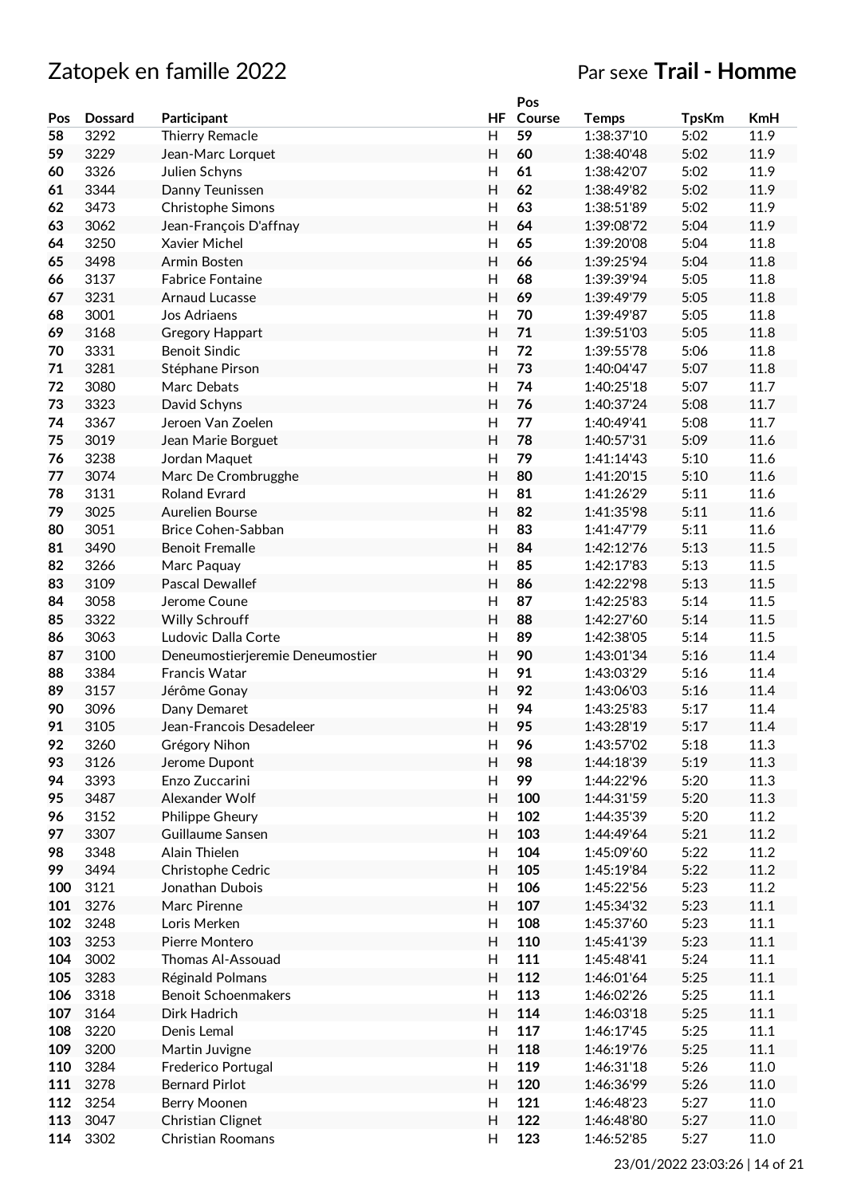# Zatopek en famille 2022

Par sexe **Trail - Homme**

| Pos | Dossard | Participant | HF | Pos Course | Temps | TpsKm | KmH |
|---|---|---|---|---|---|---|---|
| **58** | 3292 | Thierry Remacle | H | **59** | 1:38:37'10 | 5:02 | 11.9 |
| **59** | 3229 | Jean-Marc Lorquet | H | **60** | 1:38:40'48 | 5:02 | 11.9 |
| **60** | 3326 | Julien Schyns | H | **61** | 1:38:42'07 | 5:02 | 11.9 |
| **61** | 3344 | Danny Teunissen | H | **62** | 1:38:49'82 | 5:02 | 11.9 |
| **62** | 3473 | Christophe Simons | H | **63** | 1:38:51'89 | 5:02 | 11.9 |
| **63** | 3062 | Jean-François D'affnay | H | **64** | 1:39:08'72 | 5:04 | 11.9 |
| **64** | 3250 | Xavier Michel | H | **65** | 1:39:20'08 | 5:04 | 11.8 |
| **65** | 3498 | Armin Bosten | H | **66** | 1:39:25'94 | 5:04 | 11.8 |
| **66** | 3137 | Fabrice Fontaine | H | **68** | 1:39:39'94 | 5:05 | 11.8 |
| **67** | 3231 | Arnaud Lucasse | H | **69** | 1:39:49'79 | 5:05 | 11.8 |
| **68** | 3001 | Jos Adriaens | H | **70** | 1:39:49'87 | 5:05 | 11.8 |
| **69** | 3168 | Gregory Happart | H | **71** | 1:39:51'03 | 5:05 | 11.8 |
| **70** | 3331 | Benoit Sindic | H | **72** | 1:39:55'78 | 5:06 | 11.8 |
| **71** | 3281 | Stéphane Pirson | H | **73** | 1:40:04'47 | 5:07 | 11.8 |
| **72** | 3080 | Marc Debats | H | **74** | 1:40:25'18 | 5:07 | 11.7 |
| **73** | 3323 | David Schyns | H | **76** | 1:40:37'24 | 5:08 | 11.7 |
| **74** | 3367 | Jeroen Van Zoelen | H | **77** | 1:40:49'41 | 5:08 | 11.7 |
| **75** | 3019 | Jean Marie Borguet | H | **78** | 1:40:57'31 | 5:09 | 11.6 |
| **76** | 3238 | Jordan Maquet | H | **79** | 1:41:14'43 | 5:10 | 11.6 |
| **77** | 3074 | Marc De Crombrugghe | H | **80** | 1:41:20'15 | 5:10 | 11.6 |
| **78** | 3131 | Roland Evrard | H | **81** | 1:41:26'29 | 5:11 | 11.6 |
| **79** | 3025 | Aurelien Bourse | H | **82** | 1:41:35'98 | 5:11 | 11.6 |
| **80** | 3051 | Brice Cohen-Sabban | H | **83** | 1:41:47'79 | 5:11 | 11.6 |
| **81** | 3490 | Benoit Fremalle | H | **84** | 1:42:12'76 | 5:13 | 11.5 |
| **82** | 3266 | Marc Paquay | H | **85** | 1:42:17'83 | 5:13 | 11.5 |
| **83** | 3109 | Pascal Dewallef | H | **86** | 1:42:22'98 | 5:13 | 11.5 |
| **84** | 3058 | Jerome Coune | H | **87** | 1:42:25'83 | 5:14 | 11.5 |
| **85** | 3322 | Willy Schrouff | H | **88** | 1:42:27'60 | 5:14 | 11.5 |
| **86** | 3063 | Ludovic Dalla Corte | H | **89** | 1:42:38'05 | 5:14 | 11.5 |
| **87** | 3100 | Deneumostierjeremie Deneumostier | H | **90** | 1:43:01'34 | 5:16 | 11.4 |
| **88** | 3384 | Francis Watar | H | **91** | 1:43:03'29 | 5:16 | 11.4 |
| **89** | 3157 | Jérôme Gonay | H | **92** | 1:43:06'03 | 5:16 | 11.4 |
| **90** | 3096 | Dany Demaret | H | **94** | 1:43:25'83 | 5:17 | 11.4 |
| **91** | 3105 | Jean-Francois Desadeleer | H | **95** | 1:43:28'19 | 5:17 | 11.4 |
| **92** | 3260 | Grégory Nihon | H | **96** | 1:43:57'02 | 5:18 | 11.3 |
| **93** | 3126 | Jerome Dupont | H | **98** | 1:44:18'39 | 5:19 | 11.3 |
| **94** | 3393 | Enzo Zuccarini | H | **99** | 1:44:22'96 | 5:20 | 11.3 |
| **95** | 3487 | Alexander Wolf | H | **100** | 1:44:31'59 | 5:20 | 11.3 |
| **96** | 3152 | Philippe Gheury | H | **102** | 1:44:35'39 | 5:20 | 11.2 |
| **97** | 3307 | Guillaume Sansen | H | **103** | 1:44:49'64 | 5:21 | 11.2 |
| **98** | 3348 | Alain Thielen | H | **104** | 1:45:09'60 | 5:22 | 11.2 |
| **99** | 3494 | Christophe Cedric | H | **105** | 1:45:19'84 | 5:22 | 11.2 |
| **100** | 3121 | Jonathan Dubois | H | **106** | 1:45:22'56 | 5:23 | 11.2 |
| **101** | 3276 | Marc Pirenne | H | **107** | 1:45:34'32 | 5:23 | 11.1 |
| **102** | 3248 | Loris Merken | H | **108** | 1:45:37'60 | 5:23 | 11.1 |
| **103** | 3253 | Pierre Montero | H | **110** | 1:45:41'39 | 5:23 | 11.1 |
| **104** | 3002 | Thomas Al-Assouad | H | **111** | 1:45:48'41 | 5:24 | 11.1 |
| **105** | 3283 | Réginald Polmans | H | **112** | 1:46:01'64 | 5:25 | 11.1 |
| **106** | 3318 | Benoit Schoenmakers | H | **113** | 1:46:02'26 | 5:25 | 11.1 |
| **107** | 3164 | Dirk Hadrich | H | **114** | 1:46:03'18 | 5:25 | 11.1 |
| **108** | 3220 | Denis Lemal | H | **117** | 1:46:17'45 | 5:25 | 11.1 |
| **109** | 3200 | Martin Juvigne | H | **118** | 1:46:19'76 | 5:25 | 11.1 |
| **110** | 3284 | Frederico Portugal | H | **119** | 1:46:31'18 | 5:26 | 11.0 |
| **111** | 3278 | Bernard Pirlot | H | **120** | 1:46:36'99 | 5:26 | 11.0 |
| **112** | 3254 | Berry Moonen | H | **121** | 1:46:48'23 | 5:27 | 11.0 |
| **113** | 3047 | Christian Clignet | H | **122** | 1:46:48'80 | 5:27 | 11.0 |
| **114** | 3302 | Christian Roomans | H | **123** | 1:46:52'85 | 5:27 | 11.0 |

23/01/2022 23:03:26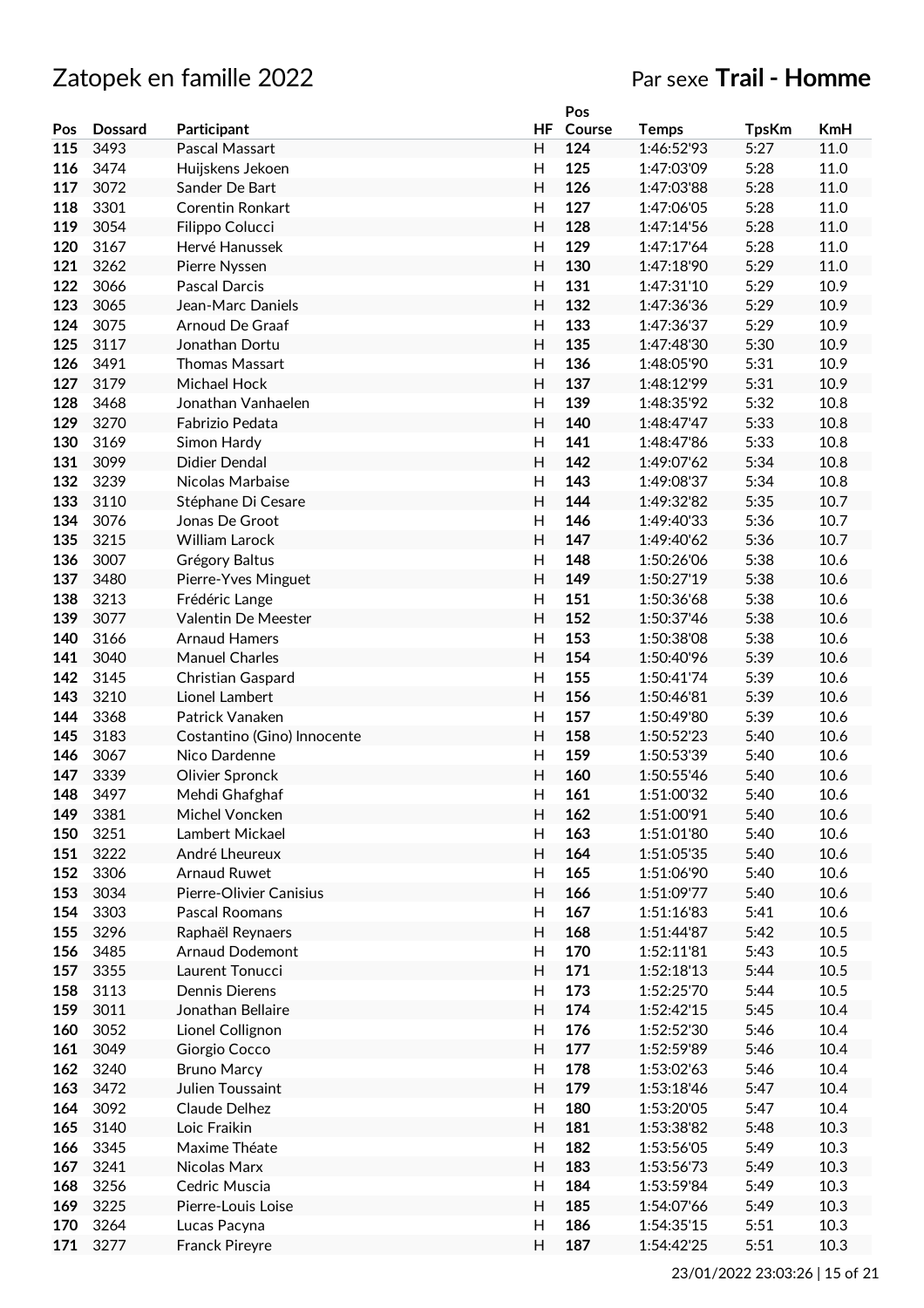# Zatopek en famille 2022

Par sexe **Trail - Homme**

| Pos | Dossard | Participant | HF | Pos Course | Temps | TpsKm | KmH |
|---|---|---|---|---|---|---|---|
| **115** | 3493 | Pascal Massart | H | **124** | 1:46:52'93 | 5:27 | 11.0 |
| **116** | 3474 | Huijskens Jekoen | H | **125** | 1:47:03'09 | 5:28 | 11.0 |
| **117** | 3072 | Sander De Bart | H | **126** | 1:47:03'88 | 5:28 | 11.0 |
| **118** | 3301 | Corentin Ronkart | H | **127** | 1:47:06'05 | 5:28 | 11.0 |
| **119** | 3054 | Filippo Colucci | H | **128** | 1:47:14'56 | 5:28 | 11.0 |
| **120** | 3167 | Hervé Hanussek | H | **129** | 1:47:17'64 | 5:28 | 11.0 |
| **121** | 3262 | Pierre Nyssen | H | **130** | 1:47:18'90 | 5:29 | 11.0 |
| **122** | 3066 | Pascal Darcis | H | **131** | 1:47:31'10 | 5:29 | 10.9 |
| **123** | 3065 | Jean-Marc Daniels | H | **132** | 1:47:36'36 | 5:29 | 10.9 |
| **124** | 3075 | Arnoud De Graaf | H | **133** | 1:47:36'37 | 5:29 | 10.9 |
| **125** | 3117 | Jonathan Dortu | H | **135** | 1:47:48'30 | 5:30 | 10.9 |
| **126** | 3491 | Thomas Massart | H | **136** | 1:48:05'90 | 5:31 | 10.9 |
| **127** | 3179 | Michael Hock | H | **137** | 1:48:12'99 | 5:31 | 10.9 |
| **128** | 3468 | Jonathan Vanhaelen | H | **139** | 1:48:35'92 | 5:32 | 10.8 |
| **129** | 3270 | Fabrizio Pedata | H | **140** | 1:48:47'47 | 5:33 | 10.8 |
| **130** | 3169 | Simon Hardy | H | **141** | 1:48:47'86 | 5:33 | 10.8 |
| **131** | 3099 | Didier Dendal | H | **142** | 1:49:07'62 | 5:34 | 10.8 |
| **132** | 3239 | Nicolas Marbaise | H | **143** | 1:49:08'37 | 5:34 | 10.8 |
| **133** | 3110 | Stéphane Di Cesare | H | **144** | 1:49:32'82 | 5:35 | 10.7 |
| **134** | 3076 | Jonas De Groot | H | **146** | 1:49:40'33 | 5:36 | 10.7 |
| **135** | 3215 | William Larock | H | **147** | 1:49:40'62 | 5:36 | 10.7 |
| **136** | 3007 | Grégory Baltus | H | **148** | 1:50:26'06 | 5:38 | 10.6 |
| **137** | 3480 | Pierre-Yves Minguet | H | **149** | 1:50:27'19 | 5:38 | 10.6 |
| **138** | 3213 | Frédéric Lange | H | **151** | 1:50:36'68 | 5:38 | 10.6 |
| **139** | 3077 | Valentin De Meester | H | **152** | 1:50:37'46 | 5:38 | 10.6 |
| **140** | 3166 | Arnaud Hamers | H | **153** | 1:50:38'08 | 5:38 | 10.6 |
| **141** | 3040 | Manuel Charles | H | **154** | 1:50:40'96 | 5:39 | 10.6 |
| **142** | 3145 | Christian Gaspard | H | **155** | 1:50:41'74 | 5:39 | 10.6 |
| **143** | 3210 | Lionel Lambert | H | **156** | 1:50:46'81 | 5:39 | 10.6 |
| **144** | 3368 | Patrick Vanaken | H | **157** | 1:50:49'80 | 5:39 | 10.6 |
| **145** | 3183 | Costantino (Gino) Innocente | H | **158** | 1:50:52'23 | 5:40 | 10.6 |
| **146** | 3067 | Nico Dardenne | H | **159** | 1:50:53'39 | 5:40 | 10.6 |
| **147** | 3339 | Olivier Spronck | H | **160** | 1:50:55'46 | 5:40 | 10.6 |
| **148** | 3497 | Mehdi Ghafghaf | H | **161** | 1:51:00'32 | 5:40 | 10.6 |
| **149** | 3381 | Michel Voncken | H | **162** | 1:51:00'91 | 5:40 | 10.6 |
| **150** | 3251 | Lambert Mickael | H | **163** | 1:51:01'80 | 5:40 | 10.6 |
| **151** | 3222 | André Lheureux | H | **164** | 1:51:05'35 | 5:40 | 10.6 |
| **152** | 3306 | Arnaud Ruwet | H | **165** | 1:51:06'90 | 5:40 | 10.6 |
| **153** | 3034 | Pierre-Olivier Canisius | H | **166** | 1:51:09'77 | 5:40 | 10.6 |
| **154** | 3303 | Pascal Roomans | H | **167** | 1:51:16'83 | 5:41 | 10.6 |
| **155** | 3296 | Raphaël Reynaers | H | **168** | 1:51:44'87 | 5:42 | 10.5 |
| **156** | 3485 | Arnaud Dodemont | H | **170** | 1:52:11'81 | 5:43 | 10.5 |
| **157** | 3355 | Laurent Tonucci | H | **171** | 1:52:18'13 | 5:44 | 10.5 |
| **158** | 3113 | Dennis Dierens | H | **173** | 1:52:25'70 | 5:44 | 10.5 |
| **159** | 3011 | Jonathan Bellaire | H | **174** | 1:52:42'15 | 5:45 | 10.4 |
| **160** | 3052 | Lionel Collignon | H | **176** | 1:52:52'30 | 5:46 | 10.4 |
| **161** | 3049 | Giorgio Cocco | H | **177** | 1:52:59'89 | 5:46 | 10.4 |
| **162** | 3240 | Bruno Marcy | H | **178** | 1:53:02'63 | 5:46 | 10.4 |
| **163** | 3472 | Julien Toussaint | H | **179** | 1:53:18'46 | 5:47 | 10.4 |
| **164** | 3092 | Claude Delhez | H | **180** | 1:53:20'05 | 5:47 | 10.4 |
| **165** | 3140 | Loic Fraikin | H | **181** | 1:53:38'82 | 5:48 | 10.3 |
| **166** | 3345 | Maxime Théate | H | **182** | 1:53:56'05 | 5:49 | 10.3 |
| **167** | 3241 | Nicolas Marx | H | **183** | 1:53:56'73 | 5:49 | 10.3 |
| **168** | 3256 | Cedric Muscia | H | **184** | 1:53:59'84 | 5:49 | 10.3 |
| **169** | 3225 | Pierre-Louis Loise | H | **185** | 1:54:07'66 | 5:49 | 10.3 |
| **170** | 3264 | Lucas Pacyna | H | **186** | 1:54:35'15 | 5:51 | 10.3 |
| **171** | 3277 | Franck Pireyre | H | **187** | 1:54:42'25 | 5:51 | 10.3 |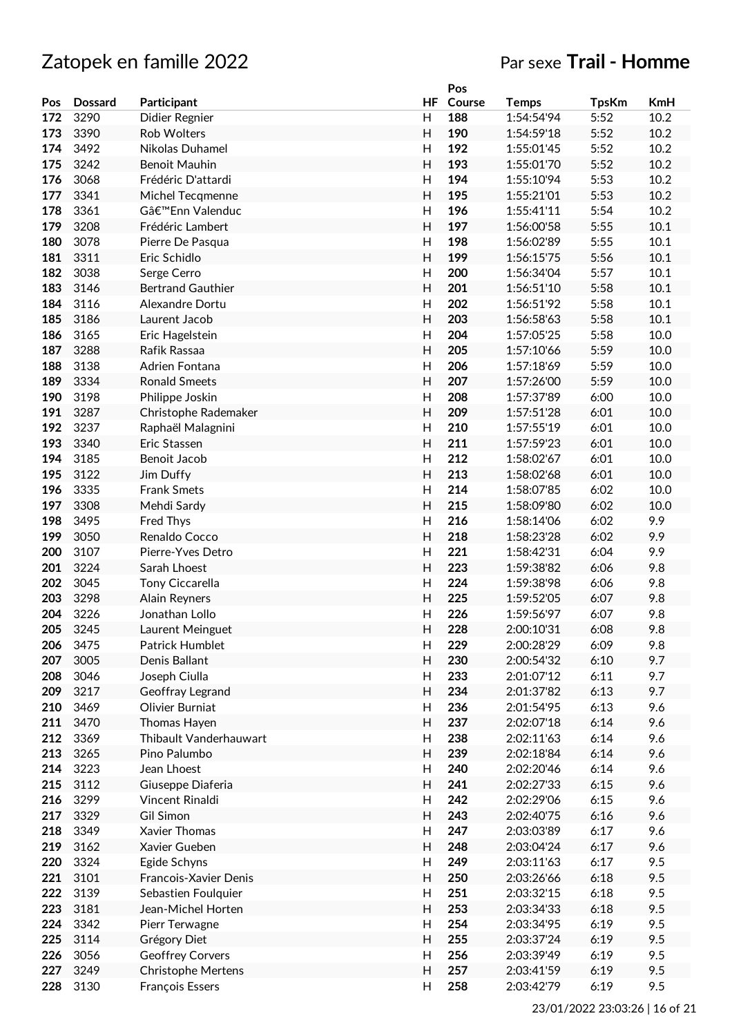# Zatopek en famille 2022

Par sexe **Trail - Homme**

| Pos | Dossard | Participant | HF | Pos Course | Temps | TpsKm | KmH |
|---|---|---|---|---|---|---|---|
| 172 | 3290 | Didier Regnier | H | 188 | 1:54:54'94 | 5:52 | 10.2 |
| 173 | 3390 | Rob Wolters | H | 190 | 1:54:59'18 | 5:52 | 10.2 |
| 174 | 3492 | Nikolas Duhamel | H | 192 | 1:55:01'45 | 5:52 | 10.2 |
| 175 | 3242 | Benoit Mauhin | H | 193 | 1:55:01'70 | 5:52 | 10.2 |
| 176 | 3068 | Frédéric D'attardi | H | 194 | 1:55:10'94 | 5:53 | 10.2 |
| 177 | 3341 | Michel Tecqmenne | H | 195 | 1:55:21'01 | 5:53 | 10.2 |
| 178 | 3361 | Gâ€™Enn Valenduc | H | 196 | 1:55:41'11 | 5:54 | 10.2 |
| 179 | 3208 | Frédéric Lambert | H | 197 | 1:56:00'58 | 5:55 | 10.1 |
| 180 | 3078 | Pierre De Pasqua | H | 198 | 1:56:02'89 | 5:55 | 10.1 |
| 181 | 3311 | Eric Schidlo | H | 199 | 1:56:15'75 | 5:56 | 10.1 |
| 182 | 3038 | Serge Cerro | H | 200 | 1:56:34'04 | 5:57 | 10.1 |
| 183 | 3146 | Bertrand Gauthier | H | 201 | 1:56:51'10 | 5:58 | 10.1 |
| 184 | 3116 | Alexandre Dortu | H | 202 | 1:56:51'92 | 5:58 | 10.1 |
| 185 | 3186 | Laurent Jacob | H | 203 | 1:56:58'63 | 5:58 | 10.1 |
| 186 | 3165 | Eric Hagelstein | H | 204 | 1:57:05'25 | 5:58 | 10.0 |
| 187 | 3288 | Rafik Rassaa | H | 205 | 1:57:10'66 | 5:59 | 10.0 |
| 188 | 3138 | Adrien Fontana | H | 206 | 1:57:18'69 | 5:59 | 10.0 |
| 189 | 3334 | Ronald Smeets | H | 207 | 1:57:26'00 | 5:59 | 10.0 |
| 190 | 3198 | Philippe Joskin | H | 208 | 1:57:37'89 | 6:00 | 10.0 |
| 191 | 3287 | Christophe Rademaker | H | 209 | 1:57:51'28 | 6:01 | 10.0 |
| 192 | 3237 | Raphaël Malagnini | H | 210 | 1:57:55'19 | 6:01 | 10.0 |
| 193 | 3340 | Eric Stassen | H | 211 | 1:57:59'23 | 6:01 | 10.0 |
| 194 | 3185 | Benoit Jacob | H | 212 | 1:58:02'67 | 6:01 | 10.0 |
| 195 | 3122 | Jim Duffy | H | 213 | 1:58:02'68 | 6:01 | 10.0 |
| 196 | 3335 | Frank Smets | H | 214 | 1:58:07'85 | 6:02 | 10.0 |
| 197 | 3308 | Mehdi Sardy | H | 215 | 1:58:09'80 | 6:02 | 10.0 |
| 198 | 3495 | Fred Thys | H | 216 | 1:58:14'06 | 6:02 | 9.9 |
| 199 | 3050 | Renaldo Cocco | H | 218 | 1:58:23'28 | 6:02 | 9.9 |
| 200 | 3107 | Pierre-Yves Detro | H | 221 | 1:58:42'31 | 6:04 | 9.9 |
| 201 | 3224 | Sarah Lhoest | H | 223 | 1:59:38'82 | 6:06 | 9.8 |
| 202 | 3045 | Tony Ciccarella | H | 224 | 1:59:38'98 | 6:06 | 9.8 |
| 203 | 3298 | Alain Reyners | H | 225 | 1:59:52'05 | 6:07 | 9.8 |
| 204 | 3226 | Jonathan Lollo | H | 226 | 1:59:56'97 | 6:07 | 9.8 |
| 205 | 3245 | Laurent Meinguet | H | 228 | 2:00:10'31 | 6:08 | 9.8 |
| 206 | 3475 | Patrick Humblet | H | 229 | 2:00:28'29 | 6:09 | 9.8 |
| 207 | 3005 | Denis Ballant | H | 230 | 2:00:54'32 | 6:10 | 9.7 |
| 208 | 3046 | Joseph Ciulla | H | 233 | 2:01:07'12 | 6:11 | 9.7 |
| 209 | 3217 | Geoffray Legrand | H | 234 | 2:01:37'82 | 6:13 | 9.7 |
| 210 | 3469 | Olivier Burniat | H | 236 | 2:01:54'95 | 6:13 | 9.6 |
| 211 | 3470 | Thomas Hayen | H | 237 | 2:02:07'18 | 6:14 | 9.6 |
| 212 | 3369 | Thibault Vanderhauwart | H | 238 | 2:02:11'63 | 6:14 | 9.6 |
| 213 | 3265 | Pino Palumbo | H | 239 | 2:02:18'84 | 6:14 | 9.6 |
| 214 | 3223 | Jean Lhoest | H | 240 | 2:02:20'46 | 6:14 | 9.6 |
| 215 | 3112 | Giuseppe Diaferia | H | 241 | 2:02:27'33 | 6:15 | 9.6 |
| 216 | 3299 | Vincent Rinaldi | H | 242 | 2:02:29'06 | 6:15 | 9.6 |
| 217 | 3329 | Gil Simon | H | 243 | 2:02:40'75 | 6:16 | 9.6 |
| 218 | 3349 | Xavier Thomas | H | 247 | 2:03:03'89 | 6:17 | 9.6 |
| 219 | 3162 | Xavier Gueben | H | 248 | 2:03:04'24 | 6:17 | 9.6 |
| 220 | 3324 | Egide Schyns | H | 249 | 2:03:11'63 | 6:17 | 9.5 |
| 221 | 3101 | Francois-Xavier Denis | H | 250 | 2:03:26'66 | 6:18 | 9.5 |
| 222 | 3139 | Sebastien Foulquier | H | 251 | 2:03:32'15 | 6:18 | 9.5 |
| 223 | 3181 | Jean-Michel Horten | H | 253 | 2:03:34'33 | 6:18 | 9.5 |
| 224 | 3342 | Pierr Terwagne | H | 254 | 2:03:34'95 | 6:19 | 9.5 |
| 225 | 3114 | Grégory Diet | H | 255 | 2:03:37'24 | 6:19 | 9.5 |
| 226 | 3056 | Geoffrey Corvers | H | 256 | 2:03:39'49 | 6:19 | 9.5 |
| 227 | 3249 | Christophe Mertens | H | 257 | 2:03:41'59 | 6:19 | 9.5 |
| 228 | 3130 | François Essers | H | 258 | 2:03:42'79 | 6:19 | 9.5 |

23/01/2022 23:03:26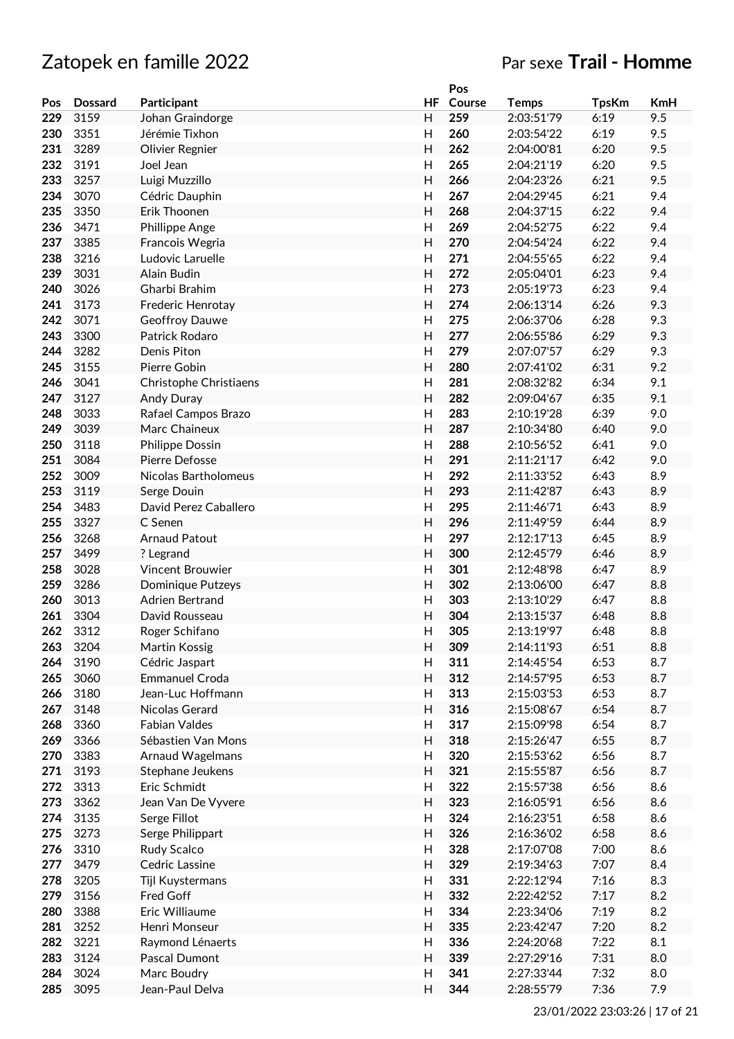# Zatopek en famille 2022

## Par sexe **Trail - Homme**

| Pos | Dossard | Participant | HF | Pos Course | Temps | TpsKm | KmH |
|---|---|---|---|---|---|---|---|
| 229 | 3159 | Johan Graindorge | H | 259 | 2:03:51'79 | 6:19 | 9.5 |
| 230 | 3351 | Jérémie Tixhon | H | 260 | 2:03:54'22 | 6:19 | 9.5 |
| 231 | 3289 | Olivier Regnier | H | 262 | 2:04:00'81 | 6:20 | 9.5 |
| 232 | 3191 | Joel Jean | H | 265 | 2:04:21'19 | 6:20 | 9.5 |
| 233 | 3257 | Luigi Muzzillo | H | 266 | 2:04:23'26 | 6:21 | 9.5 |
| 234 | 3070 | Cédric Dauphin | H | 267 | 2:04:29'45 | 6:21 | 9.4 |
| 235 | 3350 | Erik Thoonen | H | 268 | 2:04:37'15 | 6:22 | 9.4 |
| 236 | 3471 | Phillippe Ange | H | 269 | 2:04:52'75 | 6:22 | 9.4 |
| 237 | 3385 | Francois Wegria | H | 270 | 2:04:54'24 | 6:22 | 9.4 |
| 238 | 3216 | Ludovic Laruelle | H | 271 | 2:04:55'65 | 6:22 | 9.4 |
| 239 | 3031 | Alain Budin | H | 272 | 2:05:04'01 | 6:23 | 9.4 |
| 240 | 3026 | Gharbi Brahim | H | 273 | 2:05:19'73 | 6:23 | 9.4 |
| 241 | 3173 | Frederic Henrotay | H | 274 | 2:06:13'14 | 6:26 | 9.3 |
| 242 | 3071 | Geoffroy Dauwe | H | 275 | 2:06:37'06 | 6:28 | 9.3 |
| 243 | 3300 | Patrick Rodaro | H | 277 | 2:06:55'86 | 6:29 | 9.3 |
| 244 | 3282 | Denis Piton | H | 279 | 2:07:07'57 | 6:29 | 9.3 |
| 245 | 3155 | Pierre Gobin | H | 280 | 2:07:41'02 | 6:31 | 9.2 |
| 246 | 3041 | Christophe Christiaens | H | 281 | 2:08:32'82 | 6:34 | 9.1 |
| 247 | 3127 | Andy Duray | H | 282 | 2:09:04'67 | 6:35 | 9.1 |
| 248 | 3033 | Rafael Campos Brazo | H | 283 | 2:10:19'28 | 6:39 | 9.0 |
| 249 | 3039 | Marc Chaineux | H | 287 | 2:10:34'80 | 6:40 | 9.0 |
| 250 | 3118 | Philippe Dossin | H | 288 | 2:10:56'52 | 6:41 | 9.0 |
| 251 | 3084 | Pierre Defosse | H | 291 | 2:11:21'17 | 6:42 | 9.0 |
| 252 | 3009 | Nicolas Bartholomeus | H | 292 | 2:11:33'52 | 6:43 | 8.9 |
| 253 | 3119 | Serge Douin | H | 293 | 2:11:42'87 | 6:43 | 8.9 |
| 254 | 3483 | David Perez Caballero | H | 295 | 2:11:46'71 | 6:43 | 8.9 |
| 255 | 3327 | C Senen | H | 296 | 2:11:49'59 | 6:44 | 8.9 |
| 256 | 3268 | Arnaud Patout | H | 297 | 2:12:17'13 | 6:45 | 8.9 |
| 257 | 3499 | ? Legrand | H | 300 | 2:12:45'79 | 6:46 | 8.9 |
| 258 | 3028 | Vincent Brouwier | H | 301 | 2:12:48'98 | 6:47 | 8.9 |
| 259 | 3286 | Dominique Putzeys | H | 302 | 2:13:06'00 | 6:47 | 8.8 |
| 260 | 3013 | Adrien Bertrand | H | 303 | 2:13:10'29 | 6:47 | 8.8 |
| 261 | 3304 | David Rousseau | H | 304 | 2:13:15'37 | 6:48 | 8.8 |
| 262 | 3312 | Roger Schifano | H | 305 | 2:13:19'97 | 6:48 | 8.8 |
| 263 | 3204 | Martin Kossig | H | 309 | 2:14:11'93 | 6:51 | 8.8 |
| 264 | 3190 | Cédric Jaspart | H | 311 | 2:14:45'54 | 6:53 | 8.7 |
| 265 | 3060 | Emmanuel Croda | H | 312 | 2:14:57'95 | 6:53 | 8.7 |
| 266 | 3180 | Jean-Luc Hoffmann | H | 313 | 2:15:03'53 | 6:53 | 8.7 |
| 267 | 3148 | Nicolas Gerard | H | 316 | 2:15:08'67 | 6:54 | 8.7 |
| 268 | 3360 | Fabian Valdes | H | 317 | 2:15:09'98 | 6:54 | 8.7 |
| 269 | 3366 | Sébastien Van Mons | H | 318 | 2:15:26'47 | 6:55 | 8.7 |
| 270 | 3383 | Arnaud Wagelmans | H | 320 | 2:15:53'62 | 6:56 | 8.7 |
| 271 | 3193 | Stephane Jeukens | H | 321 | 2:15:55'87 | 6:56 | 8.7 |
| 272 | 3313 | Eric Schmidt | H | 322 | 2:15:57'38 | 6:56 | 8.6 |
| 273 | 3362 | Jean Van De Vyvere | H | 323 | 2:16:05'91 | 6:56 | 8.6 |
| 274 | 3135 | Serge Fillot | H | 324 | 2:16:23'51 | 6:58 | 8.6 |
| 275 | 3273 | Serge Philippart | H | 326 | 2:16:36'02 | 6:58 | 8.6 |
| 276 | 3310 | Rudy Scalco | H | 328 | 2:17:07'08 | 7:00 | 8.6 |
| 277 | 3479 | Cedric Lassine | H | 329 | 2:19:34'63 | 7:07 | 8.4 |
| 278 | 3205 | Tijl Kuystermans | H | 331 | 2:22:12'94 | 7:16 | 8.3 |
| 279 | 3156 | Fred Goff | H | 332 | 2:22:42'52 | 7:17 | 8.2 |
| 280 | 3388 | Eric Williaume | H | 334 | 2:23:34'06 | 7:19 | 8.2 |
| 281 | 3252 | Henri Monseur | H | 335 | 2:23:42'47 | 7:20 | 8.2 |
| 282 | 3221 | Raymond Lénaerts | H | 336 | 2:24:20'68 | 7:22 | 8.1 |
| 283 | 3124 | Pascal Dumont | H | 339 | 2:27:29'16 | 7:31 | 8.0 |
| 284 | 3024 | Marc Boudry | H | 341 | 2:27:33'44 | 7:32 | 8.0 |
| 285 | 3095 | Jean-Paul Delva | H | 344 | 2:28:55'79 | 7:36 | 7.9 |

23/01/2022 23:03:26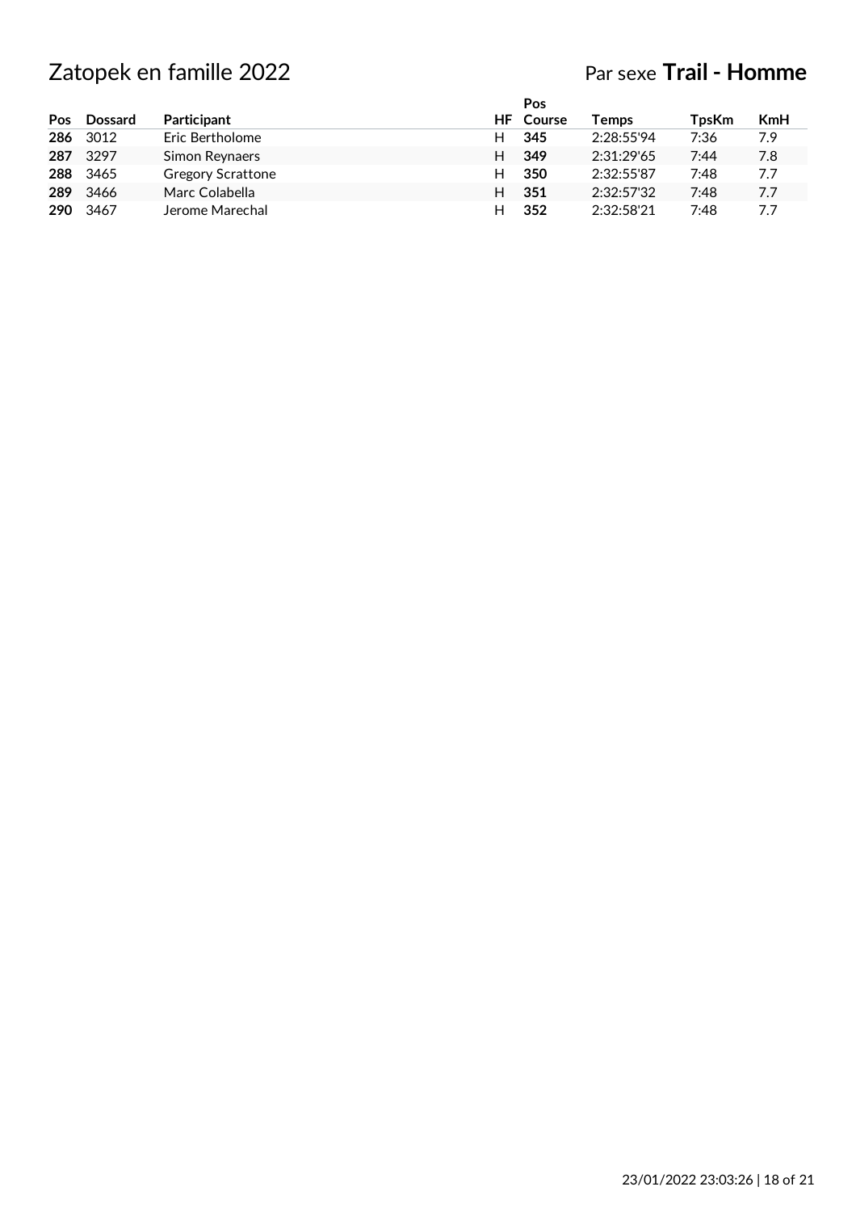# Zatopek en famille 2022

Par sexe **Trail - Homme**

| Pos | Dossard | Participant | HF | Pos Course | Temps | TpsKm | KmH |
|---|---|---|---|---|---|---|---|
| **286** | 3012 | Eric Bertholome | H | **345** | 2:28:55'94 | 7:36 | 7.9 |
| **287** | 3297 | Simon Reynaers | H | **349** | 2:31:29'65 | 7:44 | 7.8 |
| **288** | 3465 | Gregory Scrattone | H | **350** | 2:32:55'87 | 7:48 | 7.7 |
| **289** | 3466 | Marc Colabella | H | **351** | 2:32:57'32 | 7:48 | 7.7 |
| **290** | 3467 | Jerome Marechal | H | **352** | 2:32:58'21 | 7:48 | 7.7 |

23/01/2022 23:03:26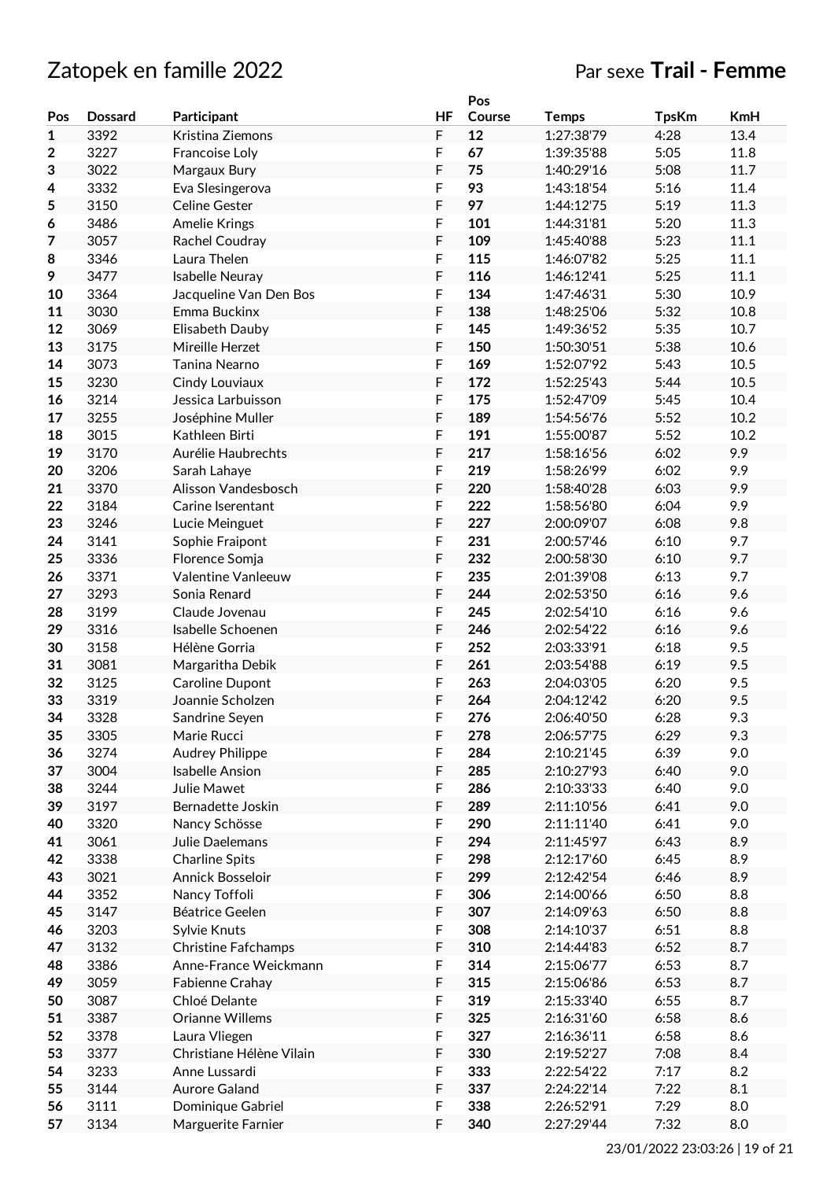# Zatopek en famille 2022

Par sexe **Trail - Femme**

| Pos | Dossard | Participant | HF | Pos Course | Temps | TpsKm | KmH |
|---|---|---|---|---|---|---|---|
| **1** | 3392 | Kristina Ziemons | F | **12** | 1:27:38'79 | 4:28 | 13.4 |
| **2** | 3227 | Francoise Loly | F | **67** | 1:39:35'88 | 5:05 | 11.8 |
| **3** | 3022 | Margaux Bury | F | **75** | 1:40:29'16 | 5:08 | 11.7 |
| **4** | 3332 | Eva Slesingerova | F | **93** | 1:43:18'54 | 5:16 | 11.4 |
| **5** | 3150 | Celine Gester | F | **97** | 1:44:12'75 | 5:19 | 11.3 |
| **6** | 3486 | Amelie Krings | F | **101** | 1:44:31'81 | 5:20 | 11.3 |
| **7** | 3057 | Rachel Coudray | F | **109** | 1:45:40'88 | 5:23 | 11.1 |
| **8** | 3346 | Laura Thelen | F | **115** | 1:46:07'82 | 5:25 | 11.1 |
| **9** | 3477 | Isabelle Neuray | F | **116** | 1:46:12'41 | 5:25 | 11.1 |
| **10** | 3364 | Jacqueline Van Den Bos | F | **134** | 1:47:46'31 | 5:30 | 10.9 |
| **11** | 3030 | Emma Buckinx | F | **138** | 1:48:25'06 | 5:32 | 10.8 |
| **12** | 3069 | Elisabeth Dauby | F | **145** | 1:49:36'52 | 5:35 | 10.7 |
| **13** | 3175 | Mireille Herzet | F | **150** | 1:50:30'51 | 5:38 | 10.6 |
| **14** | 3073 | Tanina Nearno | F | **169** | 1:52:07'92 | 5:43 | 10.5 |
| **15** | 3230 | Cindy Louviaux | F | **172** | 1:52:25'43 | 5:44 | 10.5 |
| **16** | 3214 | Jessica Larbuisson | F | **175** | 1:52:47'09 | 5:45 | 10.4 |
| **17** | 3255 | Joséphine Muller | F | **189** | 1:54:56'76 | 5:52 | 10.2 |
| **18** | 3015 | Kathleen Birti | F | **191** | 1:55:00'87 | 5:52 | 10.2 |
| **19** | 3170 | Aurélie Haubrechts | F | **217** | 1:58:16'56 | 6:02 | 9.9 |
| **20** | 3206 | Sarah Lahaye | F | **219** | 1:58:26'99 | 6:02 | 9.9 |
| **21** | 3370 | Alisson Vandesbosch | F | **220** | 1:58:40'28 | 6:03 | 9.9 |
| **22** | 3184 | Carine Iserentant | F | **222** | 1:58:56'80 | 6:04 | 9.9 |
| **23** | 3246 | Lucie Meinguet | F | **227** | 2:00:09'07 | 6:08 | 9.8 |
| **24** | 3141 | Sophie Fraipont | F | **231** | 2:00:57'46 | 6:10 | 9.7 |
| **25** | 3336 | Florence Somja | F | **232** | 2:00:58'30 | 6:10 | 9.7 |
| **26** | 3371 | Valentine Vanleeuw | F | **235** | 2:01:39'08 | 6:13 | 9.7 |
| **27** | 3293 | Sonia Renard | F | **244** | 2:02:53'50 | 6:16 | 9.6 |
| **28** | 3199 | Claude Jovenau | F | **245** | 2:02:54'10 | 6:16 | 9.6 |
| **29** | 3316 | Isabelle Schoenen | F | **246** | 2:02:54'22 | 6:16 | 9.6 |
| **30** | 3158 | Hélène Gorria | F | **252** | 2:03:33'91 | 6:18 | 9.5 |
| **31** | 3081 | Margaritha Debik | F | **261** | 2:03:54'88 | 6:19 | 9.5 |
| **32** | 3125 | Caroline Dupont | F | **263** | 2:04:03'05 | 6:20 | 9.5 |
| **33** | 3319 | Joannie Scholzen | F | **264** | 2:04:12'42 | 6:20 | 9.5 |
| **34** | 3328 | Sandrine Seyen | F | **276** | 2:06:40'50 | 6:28 | 9.3 |
| **35** | 3305 | Marie Rucci | F | **278** | 2:06:57'75 | 6:29 | 9.3 |
| **36** | 3274 | Audrey Philippe | F | **284** | 2:10:21'45 | 6:39 | 9.0 |
| **37** | 3004 | Isabelle Ansion | F | **285** | 2:10:27'93 | 6:40 | 9.0 |
| **38** | 3244 | Julie Mawet | F | **286** | 2:10:33'33 | 6:40 | 9.0 |
| **39** | 3197 | Bernadette Joskin | F | **289** | 2:11:10'56 | 6:41 | 9.0 |
| **40** | 3320 | Nancy Schösse | F | **290** | 2:11:11'40 | 6:41 | 9.0 |
| **41** | 3061 | Julie Daelemans | F | **294** | 2:11:45'97 | 6:43 | 8.9 |
| **42** | 3338 | Charline Spits | F | **298** | 2:12:17'60 | 6:45 | 8.9 |
| **43** | 3021 | Annick Bosseloir | F | **299** | 2:12:42'54 | 6:46 | 8.9 |
| **44** | 3352 | Nancy Toffoli | F | **306** | 2:14:00'66 | 6:50 | 8.8 |
| **45** | 3147 | Béatrice Geelen | F | **307** | 2:14:09'63 | 6:50 | 8.8 |
| **46** | 3203 | Sylvie Knuts | F | **308** | 2:14:10'37 | 6:51 | 8.8 |
| **47** | 3132 | Christine Fafchamps | F | **310** | 2:14:44'83 | 6:52 | 8.7 |
| **48** | 3386 | Anne-France Weickmann | F | **314** | 2:15:06'77 | 6:53 | 8.7 |
| **49** | 3059 | Fabienne Crahay | F | **315** | 2:15:06'86 | 6:53 | 8.7 |
| **50** | 3087 | Chloé Delante | F | **319** | 2:15:33'40 | 6:55 | 8.7 |
| **51** | 3387 | Orianne Willems | F | **325** | 2:16:31'60 | 6:58 | 8.6 |
| **52** | 3378 | Laura Vliegen | F | **327** | 2:16:36'11 | 6:58 | 8.6 |
| **53** | 3377 | Christiane Hélène Vilain | F | **330** | 2:19:52'27 | 7:08 | 8.4 |
| **54** | 3233 | Anne Lussardi | F | **333** | 2:22:54'22 | 7:17 | 8.2 |
| **55** | 3144 | Aurore Galand | F | **337** | 2:24:22'14 | 7:22 | 8.1 |
| **56** | 3111 | Dominique Gabriel | F | **338** | 2:26:52'91 | 7:29 | 8.0 |
| **57** | 3134 | Marguerite Farnier | F | **340** | 2:27:29'44 | 7:32 | 8.0 |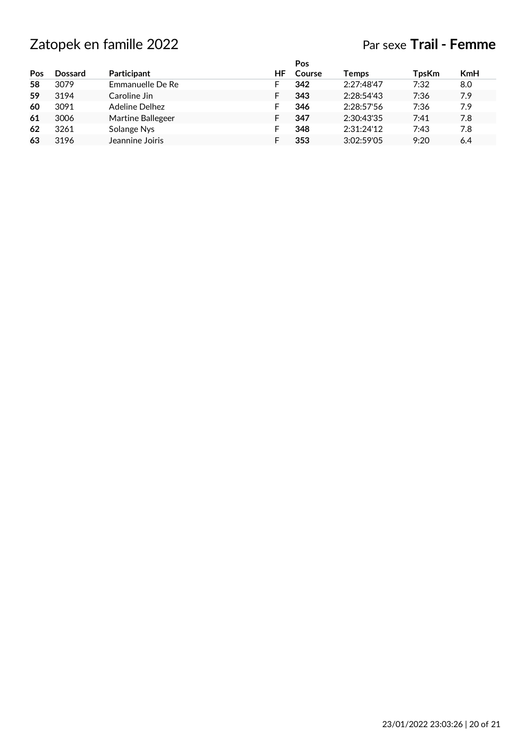# Zatopek en famille 2022

Par sexe **Trail - Femme**

| Pos | Dossard | Participant | HF | Pos Course | Temps | TpsKm | KmH |
|---|---|---|---|---|---|---|---|
| **58** | 3079 | Emmanuelle De Re | F | **342** | 2:27:48'47 | 7:32 | 8.0 |
| **59** | 3194 | Caroline Jin | F | **343** | 2:28:54'43 | 7:36 | 7.9 |
| **60** | 3091 | Adeline Delhez | F | **346** | 2:28:57'56 | 7:36 | 7.9 |
| **61** | 3006 | Martine Ballegeer | F | **347** | 2:30:43'35 | 7:41 | 7.8 |
| **62** | 3261 | Solange Nys | F | **348** | 2:31:24'12 | 7:43 | 7.8 |
| **63** | 3196 | Jeannine Joiris | F | **353** | 3:02:59'05 | 9:20 | 6.4 |